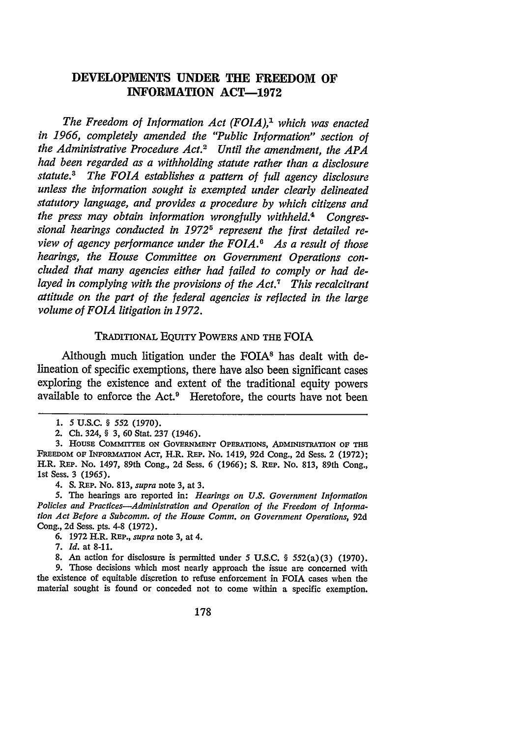# DEVELOPMENTS UNDER THE FREEDOM OF INFORMATION ACT—1972

*The Freedom of Information Act (FOIA),[1] which was enacted in 1966, completely amended the "Public Information" section of the Administrative Procedure Act.[2] Until the amendment, the APA had been regarded as a withholding statute rather than a disclosure statute.[3] The FOIA establishes a pattern of full agency disclosure unless the information sought is exempted under clearly delineated statutory language, and provides a procedure by which citizens and the press may obtain information wrongfully withheld.[4] Congressional hearings conducted in 1972[5] represent the first detailed review of agency performance under the FOIA.[6] As a result of those hearings, the House Committee on Government Operations concluded that many agencies either had failed to comply or had delayed in complying with the provisions of the Act.[7] This recalcitrant attitude on the part of the federal agencies is reflected in the large volume of FOIA litigation in 1972.*

## TRADITIONAL EQUITY POWERS AND THE FOIA

Although much litigation under the FOIA[8] has dealt with delineation of specific exemptions, there have also been significant cases exploring the existence and extent of the traditional equity powers available to enforce the Act.[9] Heretofore, the courts have not been

---

1. 5 U.S.C. § 552 (1970).

2. Ch. 324, § 3, 60 Stat. 237 (1946).

3. HOUSE COMMITTEE ON GOVERNMENT OPERATIONS, ADMINISTRATION OF THE FREEDOM OF INFORMATION ACT, H.R. REP. No. 1419, 92d Cong., 2d Sess. 2 (1972); H.R. REP. No. 1497, 89th Cong., 2d Sess. 6 (1966); S. REP. No. 813, 89th Cong., 1st Sess. 3 (1965).

4. S. REP. No. 813, *supra* note 3, at 3.

5. The hearings are reported in: *Hearings on U.S. Government Information Policies and Practices—Administration and Operation of the Freedom of Information Act Before a Subcomm. of the House Comm. on Government Operations*, 92d Cong., 2d Sess. pts. 4-8 (1972).

6. 1972 H.R. REP., *supra* note 3, at 4.

7. *Id.* at 8-11.

8. An action for disclosure is permitted under 5 U.S.C. § 552(a)(3) (1970).

9. Those decisions which most nearly approach the issue are concerned with the existence of equitable discretion to refuse enforcement in FOIA cases when the material sought is found or conceded not to come within a specific exemption.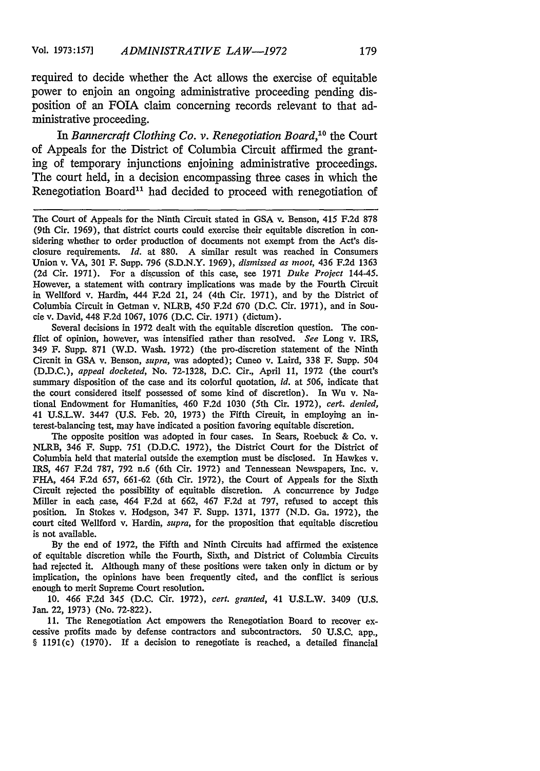required to decide whether the Act allows the exercise of equitable power to enjoin an ongoing administrative proceeding pending disposition of an FOIA claim concerning records relevant to that administrative proceeding.

In *Bannercraft Clothing Co. v. Renegotiation Board*,[10] the Court of Appeals for the District of Columbia Circuit affirmed the granting of temporary injunctions enjoining administrative proceedings. The court held, in a decision encompassing three cases in which the Renegotiation Board[11] had decided to proceed with renegotiation of

---

The Court of Appeals for the Ninth Circuit stated in GSA v. Benson, 415 F.2d 878 (9th Cir. 1969), that district courts could exercise their equitable discretion in considering whether to order production of documents not exempt from the Act's disclosure requirements. *Id.* at 880. A similar result was reached in Consumers Union v. VA, 301 F. Supp. 796 (S.D.N.Y. 1969), *dismissed as moot*, 436 F.2d 1363 (2d Cir. 1971). For a discussion of this case, see 1971 *Duke Project* 144-45. However, a statement with contrary implications was made by the Fourth Circuit in Wellford v. Hardin, 444 F.2d 21, 24 (4th Cir. 1971), and by the District of Columbia Circuit in Getman v. NLRB, 450 F.2d 670 (D.C. Cir. 1971), and in Soucie v. David, 448 F.2d 1067, 1076 (D.C. Cir. 1971) (dictum).

Several decisions in 1972 dealt with the equitable discretion question. The conflict of opinion, however, was intensified rather than resolved. *See* Long v. IRS, 349 F. Supp. 871 (W.D. Wash. 1972) (the pro-discretion statement of the Ninth Circuit in GSA v. Benson, *supra*, was adopted); Cuneo v. Laird, 338 F. Supp. 504 (D.D.C.), *appeal docketed*, No. 72-1328, D.C. Cir., April 11, 1972 (the court's summary disposition of the case and its colorful quotation, *id.* at 506, indicate that the court considered itself possessed of some kind of discretion). In Wu v. National Endowment for Humanities, 460 F.2d 1030 (5th Cir. 1972), *cert. denied*, 41 U.S.L.W. 3447 (U.S. Feb. 20, 1973) the Fifth Circuit, in employing an interest-balancing test, may have indicated a position favoring equitable discretion.

The opposite position was adopted in four cases. In Sears, Roebuck & Co. v. NLRB, 346 F. Supp. 751 (D.D.C. 1972), the District Court for the District of Columbia held that material outside the exemption must be disclosed. In Hawkes v. IRS, 467 F.2d 787, 792 n.6 (6th Cir. 1972) and Tennessean Newspapers, Inc. v. FHA, 464 F.2d 657, 661-62 (6th Cir. 1972), the Court of Appeals for the Sixth Circuit rejected the possibility of equitable discretion. A concurrence by Judge Miller in each case, 464 F.2d at 662, 467 F.2d at 797, refused to accept this position. In Stokes v. Hodgson, 347 F. Supp. 1371, 1377 (N.D. Ga. 1972), the court cited Wellford v. Hardin, *supra*, for the proposition that equitable discretiou is not available.

By the end of 1972, the Fifth and Ninth Circuits had affirmed the existence of equitable discretion while the Fourth, Sixth, and District of Columbia Circuits had rejected it. Although many of these positions were taken only in dictum or by implication, the opinions have been frequently cited, and the conflict is serious enough to merit Supreme Court resolution.

10. 466 F.2d 345 (D.C. Cir. 1972), *cert. granted*, 41 U.S.L.W. 3409 (U.S. Jan. 22, 1973) (No. 72-822).

11. The Renegotiation Act empowers the Renegotiation Board to recover excessive profits made by defense contractors and subcontractors. 50 U.S.C. app., § 1191(c) (1970). If a decision to renegotiate is reached, a detailed financial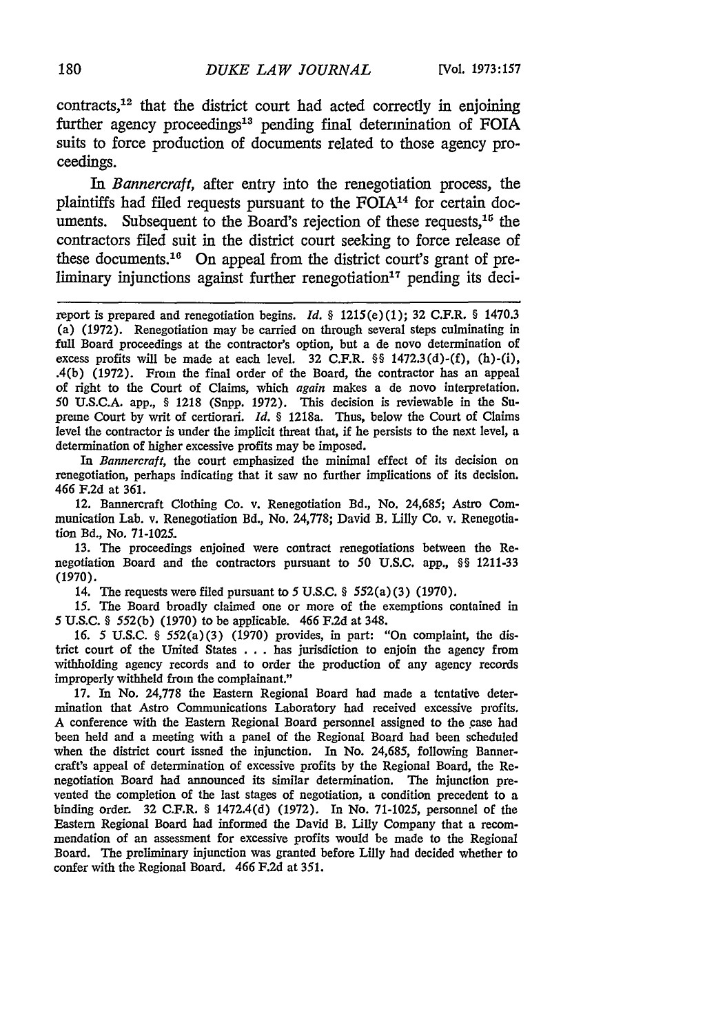contracts,[12] that the district court had acted correctly in enjoining further agency proceedings[13] pending final determination of FOIA suits to force production of documents related to those agency proceedings.

In *Bannercraft*, after entry into the renegotiation process, the plaintiffs had filed requests pursuant to the FOIA[14] for certain documents. Subsequent to the Board's rejection of these requests,[15] the contractors filed suit in the district court seeking to force release of these documents.[16] On appeal from the district court's grant of preliminary injunctions against further renegotiation[17] pending its deci-

---

report is prepared and renegotiation begins. *Id.* § 1215(e)(1); 32 C.F.R. § 1470.3 (a) (1972). Renegotiation may be carried on through several steps culminating in full Board proceedings at the contractor's option, but a de novo determination of excess profits will be made at each level. 32 C.F.R. §§ 1472.3(d)-(f), (h)-(i), .4(b) (1972). From the final order of the Board, the contractor has an appeal of right to the Court of Claims, which *again* makes a de novo interpretation. 50 U.S.C.A. app., § 1218 (Supp. 1972). This decision is reviewable in the Supreme Court by writ of certiorari. *Id.* § 1218a. Thus, below the Court of Claims level the contractor is under the implicit threat that, if he persists to the next level, a determination of higher excessive profits may be imposed.

In *Bannercraft*, the court emphasized the minimal effect of its decision on renegotiation, perhaps indicating that it saw no further implications of its decision. 466 F.2d at 361.

12. Bannercraft Clothing Co. v. Renegotiation Bd., No. 24,685; Astro Communication Lab. v. Renegotiation Bd., No. 24,778; David B. Lilly Co. v. Renegotiation Bd., No. 71-1025.

13. The proceedings enjoined were contract renegotiations between the Renegotiation Board and the contractors pursuant to 50 U.S.C. app., §§ 1211-33 (1970).

14. The requests were filed pursuant to 5 U.S.C. § 552(a)(3) (1970).

15. The Board broadly claimed one or more of the exemptions contained in 5 U.S.C. § 552(b) (1970) to be applicable. 466 F.2d at 348.

16. 5 U.S.C. § 552(a)(3) (1970) provides, in part: "On complaint, the district court of the United States . . . has jurisdiction to enjoin the agency from withholding agency records and to order the production of any agency records improperly withheld from the complainant."

17. In No. 24,778 the Eastern Regional Board had made a tentative determination that Astro Communications Laboratory had received excessive profits. A conference with the Eastern Regional Board personnel assigned to the case had been held and a meeting with a panel of the Regional Board had been scheduled when the district court issued the injunction. In No. 24,685, following Bannercraft's appeal of determination of excessive profits by the Regional Board, the Renegotiation Board had announced its similar determination. The injunction prevented the completion of the last stages of negotiation, a condition precedent to a binding order. 32 C.F.R. § 1472.4(d) (1972). In No. 71-1025, personnel of the Eastern Regional Board had informed the David B. Lilly Company that a recommendation of an assessment for excessive profits would be made to the Regional Board. The preliminary injunction was granted before Lilly had decided whether to confer with the Regional Board. 466 F.2d at 351.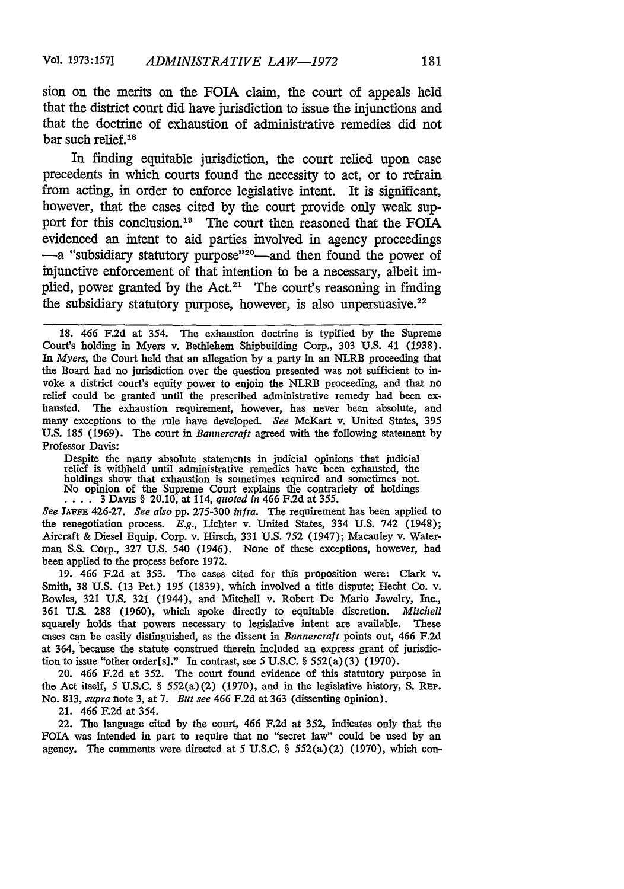sion on the merits on the FOIA claim, the court of appeals held that the district court did have jurisdiction to issue the injunctions and that the doctrine of exhaustion of administrative remedies did not bar such relief.[18]

In finding equitable jurisdiction, the court relied upon case precedents in which courts found the necessity to act, or to refrain from acting, in order to enforce legislative intent. It is significant, however, that the cases cited by the court provide only weak support for this conclusion.[19] The court then reasoned that the FOIA evidenced an intent to aid parties involved in agency proceedings —a "subsidiary statutory purpose"[20]—and then found the power of injunctive enforcement of that intention to be a necessary, albeit implied, power granted by the Act.[21] The court's reasoning in finding the subsidiary statutory purpose, however, is also unpersuasive.[22]

---

18. 466 F.2d at 354. The exhaustion doctrine is typified by the Supreme Court's holding in Myers v. Bethlehem Shipbuilding Corp., 303 U.S. 41 (1938). In *Myers*, the Court held that an allegation by a party in an NLRB proceeding that the Board had no jurisdiction over the question presented was not sufficient to invoke a district court's equity power to enjoin the NLRB proceeding, and that no relief could be granted until the prescribed administrative remedy had been exhausted. The exhaustion requirement, however, has never been absolute, and many exceptions to the rule have developed. *See* McKart v. United States, 395 U.S. 185 (1969). The court in *Bannercraft* agreed with the following statement by Professor Davis:

> Despite the many absolute statements in judicial opinions that judicial relief is withheld until administrative remedies have been exhausted, the holdings show that exhaustion is sometimes required and sometimes not. No opinion of the Supreme Court explains the contrariety of holdings . . . . 3 DAVIS § 20.10, at 114, *quoted in* 466 F.2d at 355.

*See* JAFFE 426-27. *See also* pp. 275-300 *infra*. The requirement has been applied to the renegotiation process. *E.g.*, Lichter v. United States, 334 U.S. 742 (1948); Aircraft & Diesel Equip. Corp. v. Hirsch, 331 U.S. 752 (1947); Macauley v. Waterman S.S. Corp., 327 U.S. 540 (1946). None of these exceptions, however, had been applied to the process before 1972.

19. 466 F.2d at 353. The cases cited for this proposition were: Clark v. Smith, 38 U.S. (13 Pet.) 195 (1839), which involved a title dispute; Hecht Co. v. Bowles, 321 U.S. 321 (1944), and Mitchell v. Robert De Mario Jewelry, Inc., 361 U.S. 288 (1960), which spoke directly to equitable discretion. *Mitchell* squarely holds that powers necessary to legislative intent are available. These cases can be easily distinguished, as the dissent in *Bannercraft* points out, 466 F.2d at 364, because the statute construed therein included an express grant of jurisdiction to issue "other order[s]." In contrast, see 5 U.S.C. § 552(a)(3) (1970).

20. 466 F.2d at 352. The court found evidence of this statutory purpose in the Act itself, 5 U.S.C. § 552(a)(2) (1970), and in the legislative history, S. REP. No. 813, *supra* note 3, at 7. *But see* 466 F.2d at 363 (dissenting opinion).

21. 466 F.2d at 354.

22. The language cited by the court, 466 F.2d at 352, indicates only that the FOIA was intended in part to require that no "secret law" could be used by an agency. The comments were directed at 5 U.S.C. § 552(a)(2) (1970), which con-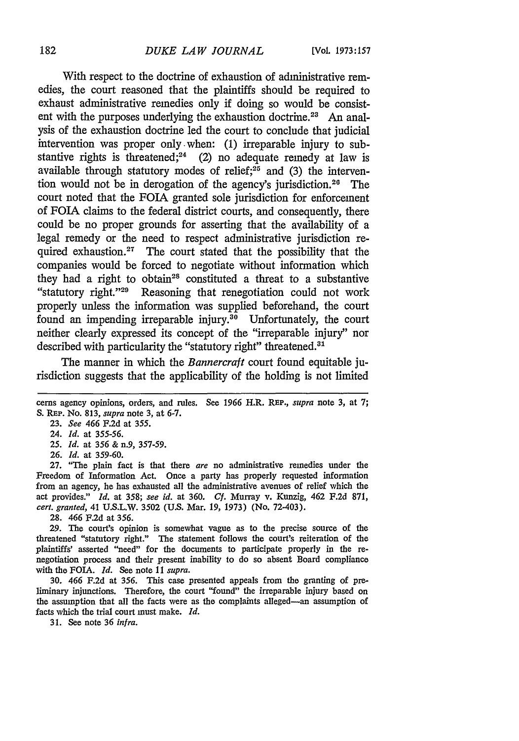With respect to the doctrine of exhaustion of administrative remedies, the court reasoned that the plaintiffs should be required to exhaust administrative remedies only if doing so would be consistent with the purposes underlying the exhaustion doctrine.[23] An analysis of the exhaustion doctrine led the court to conclude that judicial intervention was proper only when: (1) irreparable injury to substantive rights is threatened;[24] (2) no adequate remedy at law is available through statutory modes of relief;[25] and (3) the intervention would not be in derogation of the agency's jurisdiction.[26] The court noted that the FOIA granted sole jurisdiction for enforcement of FOIA claims to the federal district courts, and consequently, there could be no proper grounds for asserting that the availability of a legal remedy or the need to respect administrative jurisdiction required exhaustion.[27] The court stated that the possibility that the companies would be forced to negotiate without information which they had a right to obtain[28] constituted a threat to a substantive "statutory right."[29] Reasoning that renegotiation could not work properly unless the information was supplied beforehand, the court found an impending irreparable injury.[30] Unfortunately, the court neither clearly expressed its concept of the "irreparable injury" nor described with particularity the "statutory right" threatened.[31]

The manner in which the *Bannercraft* court found equitable jurisdiction suggests that the applicability of the holding is not limited

---

cerns agency opinions, orders, and rules. See 1966 H.R. REP., *supra* note 3, at 7; S. REP. No. 813, *supra* note 3, at 6-7.

23. *See* 466 F.2d at 355.

24. *Id.* at 355-56.

25. *Id.* at 356 & n.9, 357-59.

26. *Id.* at 359-60.

27. "The plain fact is that there *are* no administrative remedies under the Freedom of Information Act. Once a party has properly requested information from an agency, he has exhausted all the administrative avenues of relief which the act provides." *Id.* at 358; *see id.* at 360. *Cf.* Murray v. Kunzig, 462 F.2d 871, *cert. granted*, 41 U.S.L.W. 3502 (U.S. Mar. 19, 1973) (No. 72-403).

28. 466 F.2d at 356.

29. The court's opinion is somewhat vague as to the precise source of the threatened "statutory right." The statement follows the court's reiteration of the plaintiffs' asserted "need" for the documents to participate properly in the renegotiation process and their present inability to do so absent Board compliance with the FOIA. *Id.* See note 11 *supra*.

30. 466 F.2d at 356. This case presented appeals from the granting of preliminary injunctions. Therefore, the court "found" the irreparable injury based on the assumption that all the facts were as the complaints alleged—an assumption of facts which the trial court must make. *Id.*

31. See note 36 *infra*.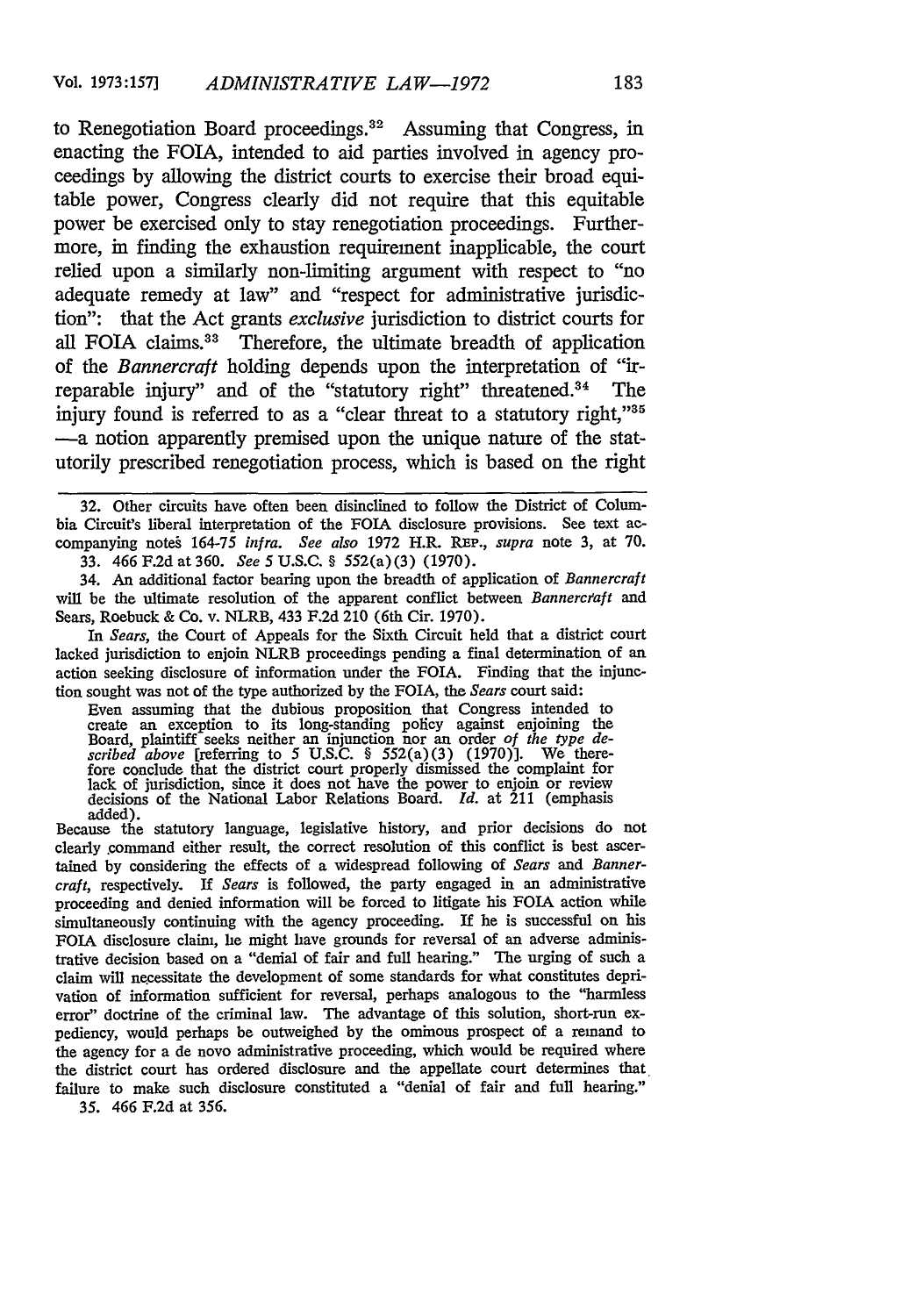to Renegotiation Board proceedings.[32] Assuming that Congress, in enacting the FOIA, intended to aid parties involved in agency proceedings by allowing the district courts to exercise their broad equitable power, Congress clearly did not require that this equitable power be exercised only to stay renegotiation proceedings. Furthermore, in finding the exhaustion requirement inapplicable, the court relied upon a similarly non-limiting argument with respect to "no adequate remedy at law" and "respect for administrative jurisdiction": that the Act grants *exclusive* jurisdiction to district courts for all FOIA claims.[33] Therefore, the ultimate breadth of application of the *Bannercraft* holding depends upon the interpretation of "irreparable injury" and of the "statutory right" threatened.[34] The injury found is referred to as a "clear threat to a statutory right,"[35] —a notion apparently premised upon the unique nature of the statutorily prescribed renegotiation process, which is based on the right

---

32. Other circuits have often been disinclined to follow the District of Columbia Circuit's liberal interpretation of the FOIA disclosure provisions. See text accompanying notes 164-75 *infra*. *See also* 1972 H.R. REP., *supra* note 3, at 70.

33. 466 F.2d at 360. *See* 5 U.S.C. § 552(a)(3) (1970).

34. An additional factor bearing upon the breadth of application of *Bannercraft* will be the ultimate resolution of the apparent conflict between *Bannercraft* and Sears, Roebuck & Co. v. NLRB, 433 F.2d 210 (6th Cir. 1970).

In *Sears*, the Court of Appeals for the Sixth Circuit held that a district court lacked jurisdiction to enjoin NLRB proceedings pending a final determination of an action seeking disclosure of information under the FOIA. Finding that the injunction sought was not of the type authorized by the FOIA, the *Sears* court said:

> Even assuming that the dubious proposition that Congress intended to create an exception to its long-standing policy against enjoining the Board, plaintiff seeks neither an injunction nor an order *of the type described above* [referring to 5 U.S.C. § 552(a)(3) (1970)]. We therefore conclude that the district court properly dismissed the complaint for lack of jurisdiction, since it does not have the power to enjoin or review decisions of the National Labor Relations Board. *Id.* at 211 (emphasis added).

Because the statutory language, legislative history, and prior decisions do not clearly command either result, the correct resolution of this conflict is best ascertained by considering the effects of a widespread following of *Sears* and *Bannercraft*, respectively. If *Sears* is followed, the party engaged in an administrative proceeding and denied information will be forced to litigate his FOIA action while simultaneously continuing with the agency proceeding. If he is successful on his FOIA disclosure claim, he might have grounds for reversal of an adverse administrative decision based on a "denial of fair and full hearing." The urging of such a claim will necessitate the development of some standards for what constitutes deprivation of information sufficient for reversal, perhaps analogous to the "harmless error" doctrine of the criminal law. The advantage of this solution, short-run expediency, would perhaps be outweighed by the ominous prospect of a remand to the agency for a de novo administrative proceeding, which would be required where the district court has ordered disclosure and the appellate court determines that failure to make such disclosure constituted a "denial of fair and full hearing."

35. 466 F.2d at 356.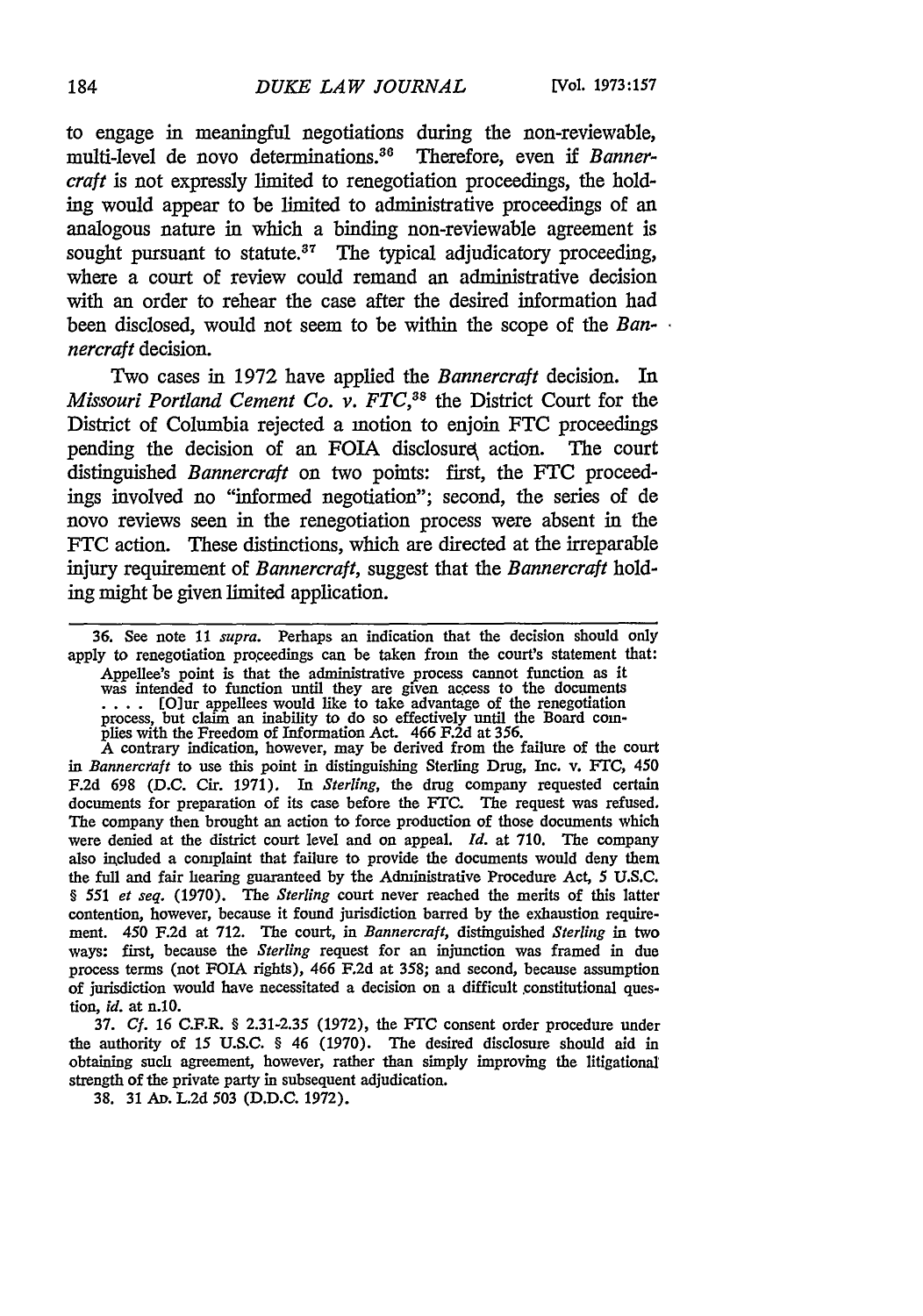to engage in meaningful negotiations during the non-reviewable, multi-level de novo determinations.[36] Therefore, even if *Bannercraft* is not expressly limited to renegotiation proceedings, the holding would appear to be limited to administrative proceedings of an analogous nature in which a binding non-reviewable agreement is sought pursuant to statute.[37] The typical adjudicatory proceeding, where a court of review could remand an administrative decision with an order to rehear the case after the desired information had been disclosed, would not seem to be within the scope of the *Bannercraft* decision.

Two cases in 1972 have applied the *Bannercraft* decision. In *Missouri Portland Cement Co. v. FTC*,[38] the District Court for the District of Columbia rejected a motion to enjoin FTC proceedings pending the decision of an FOIA disclosure action. The court distinguished *Bannercraft* on two points: first, the FTC proceedings involved no "informed negotiation"; second, the series of de novo reviews seen in the renegotiation process were absent in the FTC action. These distinctions, which are directed at the irreparable injury requirement of *Bannercraft*, suggest that the *Bannercraft* holding might be given limited application.

---

36. See note 11 *supra*. Perhaps an indication that the decision should only apply to renegotiation proceedings can be taken from the court's statement that:

> Appellee's point is that the administrative process cannot function as it was intended to function until they are given access to the documents .... [O]ur appellees would like to take advantage of the renegotiation process, but claim an inability to do so effectively until the Board complies with the Freedom of Information Act. 466 F.2d at 356.

A contrary indication, however, may be derived from the failure of the court in *Bannercraft* to use this point in distinguishing Sterling Drug, Inc. v. FTC, 450 F.2d 698 (D.C. Cir. 1971). In *Sterling*, the drug company requested certain documents for preparation of its case before the FTC. The request was refused. The company then brought an action to force production of those documents which were denied at the district court level and on appeal. *Id.* at 710. The company also included a complaint that failure to provide the documents would deny them the full and fair hearing guaranteed by the Administrative Procedure Act, 5 U.S.C. § 551 *et seq.* (1970). The *Sterling* court never reached the merits of this latter contention, however, because it found jurisdiction barred by the exhaustion requirement. 450 F.2d at 712. The court, in *Bannercraft*, distinguished *Sterling* in two ways: first, because the *Sterling* request for an injunction was framed in due process terms (not FOIA rights), 466 F.2d at 358; and second, because assumption of jurisdiction would have necessitated a decision on a difficult constitutional question, *id.* at n.10.

37. *Cf.* 16 C.F.R. § 2.31-2.35 (1972), the FTC consent order procedure under the authority of 15 U.S.C. § 46 (1970). The desired disclosure should aid in obtaining such agreement, however, rather than simply improving the litigational strength of the private party in subsequent adjudication.

38. 31 AD. L.2d 503 (D.D.C. 1972).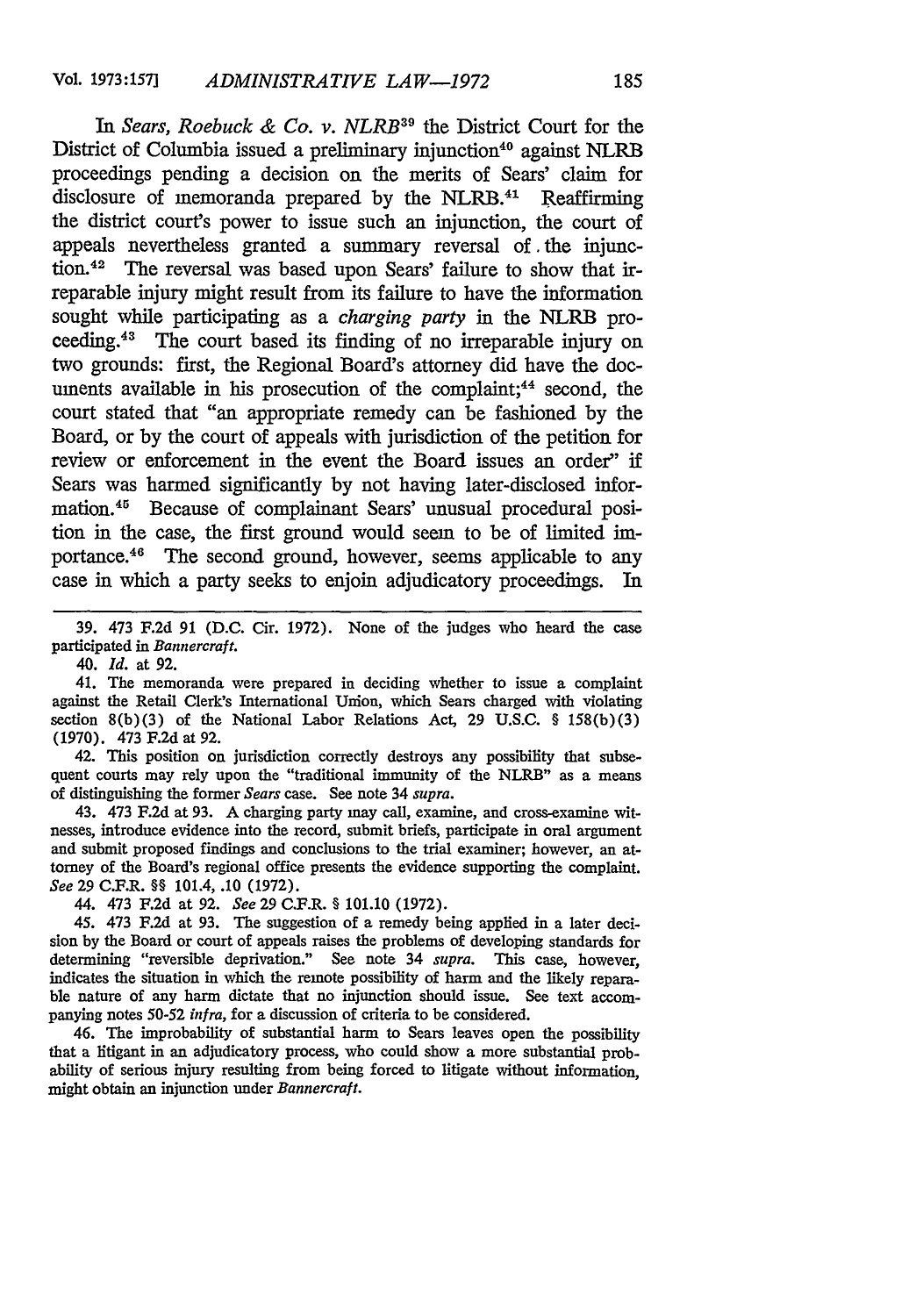In *Sears, Roebuck & Co. v. NLRB*[39] the District Court for the District of Columbia issued a preliminary injunction[40] against NLRB proceedings pending a decision on the merits of Sears' claim for disclosure of memoranda prepared by the NLRB.[41] Reaffirming the district court's power to issue such an injunction, the court of appeals nevertheless granted a summary reversal of the injunction.[42] The reversal was based upon Sears' failure to show that irreparable injury might result from its failure to have the information sought while participating as a *charging party* in the NLRB proceeding.[43] The court based its finding of no irreparable injury on two grounds: first, the Regional Board's attorney did have the documents available in his prosecution of the complaint;[44] second, the court stated that "an appropriate remedy can be fashioned by the Board, or by the court of appeals with jurisdiction of the petition for review or enforcement in the event the Board issues an order" if Sears was harmed significantly by not having later-disclosed information.[45] Because of complainant Sears' unusual procedural position in the case, the first ground would seem to be of limited importance.[46] The second ground, however, seems applicable to any case in which a party seeks to enjoin adjudicatory proceedings. In

---

39. 473 F.2d 91 (D.C. Cir. 1972). None of the judges who heard the case participated in *Bannercraft.*

40. *Id.* at 92.

41. The memoranda were prepared in deciding whether to issue a complaint against the Retail Clerk's International Union, which Sears charged with violating section 8(b)(3) of the National Labor Relations Act, 29 U.S.C. § 158(b)(3) (1970). 473 F.2d at 92.

42. This position on jurisdiction correctly destroys any possibility that subsequent courts may rely upon the "traditional immunity of the NLRB" as a means of distinguishing the former *Sears* case. See note 34 *supra.*

43. 473 F.2d at 93. A charging party may call, examine, and cross-examine witnesses, introduce evidence into the record, submit briefs, participate in oral argument and submit proposed findings and conclusions to the trial examiner; however, an attorney of the Board's regional office presents the evidence supporting the complaint. *See* 29 C.F.R. §§ 101.4, .10 (1972).

44. 473 F.2d at 92. *See* 29 C.F.R. § 101.10 (1972).

45. 473 F.2d at 93. The suggestion of a remedy being applied in a later decision by the Board or court of appeals raises the problems of developing standards for determining "reversible deprivation." See note 34 *supra.* This case, however, indicates the situation in which the remote possibility of harm and the likely reparable nature of any harm dictate that no injunction should issue. See text accompanying notes 50-52 *infra*, for a discussion of criteria to be considered.

46. The improbability of substantial harm to Sears leaves open the possibility that a litigant in an adjudicatory process, who could show a more substantial probability of serious injury resulting from being forced to litigate without information, might obtain an injunction under *Bannercraft.*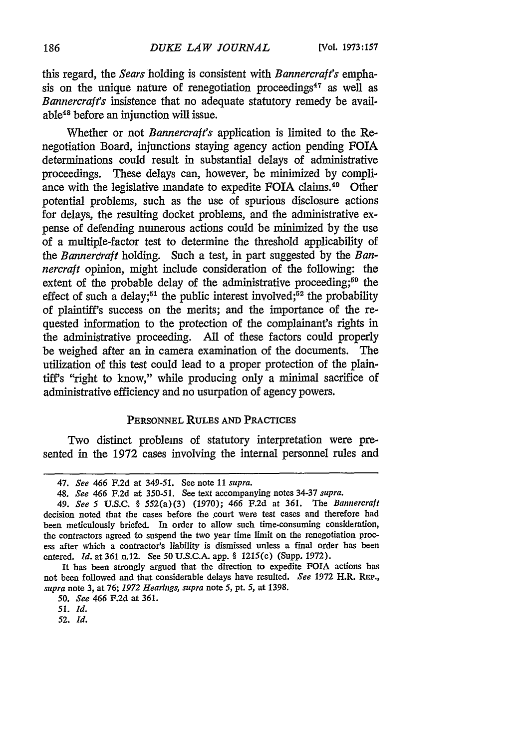this regard, the *Sears* holding is consistent with *Bannercraft's* emphasis on the unique nature of renegotiation proceedings[47] as well as *Bannercraft's* insistence that no adequate statutory remedy be available[48] before an injunction will issue.

Whether or not *Bannercraft's* application is limited to the Renegotiation Board, injunctions staying agency action pending FOIA determinations could result in substantial delays of administrative proceedings. These delays can, however, be minimized by compliance with the legislative mandate to expedite FOIA claims.[49] Other potential problems, such as the use of spurious disclosure actions for delays, the resulting docket problems, and the administrative expense of defending numerous actions could be minimized by the use of a multiple-factor test to determine the threshold applicability of the *Bannercraft* holding. Such a test, in part suggested by the *Bannercraft* opinion, might include consideration of the following: the extent of the probable delay of the administrative proceeding;[50] the effect of such a delay;[51] the public interest involved;[52] the probability of plaintiff's success on the merits; and the importance of the requested information to the protection of the complainant's rights in the administrative proceeding. All of these factors could properly be weighed after an in camera examination of the documents. The utilization of this test could lead to a proper protection of the plaintiff's "right to know," while producing only a minimal sacrifice of administrative efficiency and no usurpation of agency powers.

## PERSONNEL RULES AND PRACTICES

Two distinct problems of statutory interpretation were presented in the 1972 cases involving the internal personnel rules and

---

47. *See* 466 F.2d at 349-51. See note 11 *supra*.

48. *See* 466 F.2d at 350-51. See text accompanying notes 34-37 *supra*.

49. *See* 5 U.S.C. § 552(a)(3) (1970); 466 F.2d at 361. The *Bannercraft* decision noted that the cases before the court were test cases and therefore had been meticulously briefed. In order to allow such time-consuming consideration, the contractors agreed to suspend the two year time limit on the renegotiation process after which a contractor's liability is dismissed unless a final order has been entered. *Id.* at 361 n.12. See 50 U.S.C.A. app. § 1215(c) (Supp. 1972).

It has been strongly argued that the direction to expedite FOIA actions has not been followed and that considerable delays have resulted. *See* 1972 H.R. REP., *supra* note 3, at 76; *1972 Hearings*, *supra* note 5, pt. 5, at 1398.

50. *See* 466 F.2d at 361.

51. *Id.*

52. *Id.*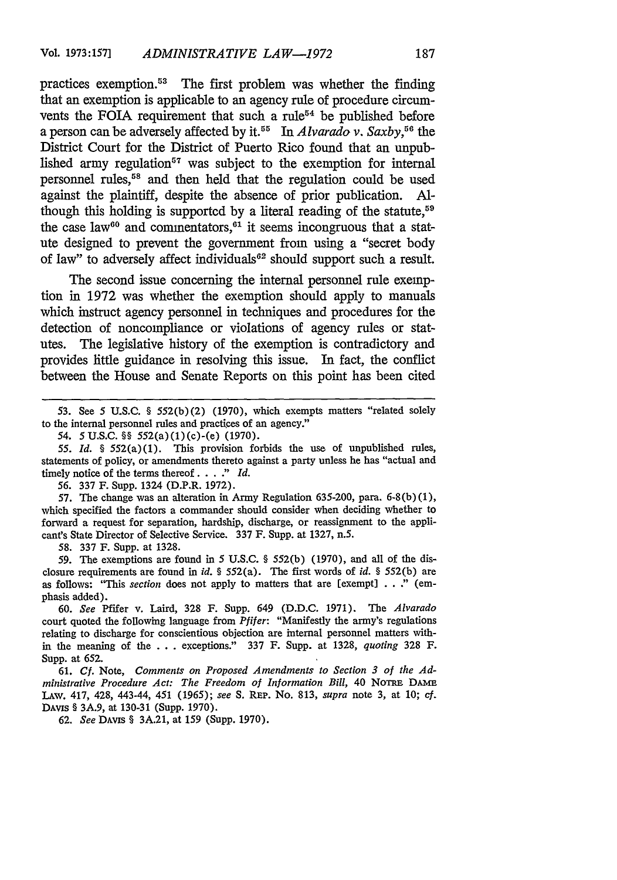practices exemption.[53] The first problem was whether the finding that an exemption is applicable to an agency rule of procedure circumvents the FOIA requirement that such a rule[54] be published before a person can be adversely affected by it.[55] In *Alvarado v. Saxby*,[56] the District Court for the District of Puerto Rico found that an unpublished army regulation[57] was subject to the exemption for internal personnel rules,[58] and then held that the regulation could be used against the plaintiff, despite the absence of prior publication. Although this holding is supported by a literal reading of the statute,[59] the case law[60] and commentators,[61] it seems incongruous that a statute designed to prevent the government from using a "secret body of law" to adversely affect individuals[62] should support such a result.

The second issue concerning the internal personnel rule exemption in 1972 was whether the exemption should apply to manuals which instruct agency personnel in techniques and procedures for the detection of noncompliance or violations of agency rules or statutes. The legislative history of the exemption is contradictory and provides little guidance in resolving this issue. In fact, the conflict between the House and Senate Reports on this point has been cited

---

53. See 5 U.S.C. § 552(b)(2) (1970), which exempts matters "related solely to the internal personnel rules and practices of an agency."

54. 5 U.S.C. §§ 552(a)(1)(c)-(e) (1970).

55. *Id.* § 552(a)(1). This provision forbids the use of unpublished rules, statements of policy, or amendments thereto against a party unless he has "actual and timely notice of the terms thereof . . . ." *Id.*

56. 337 F. Supp. 1324 (D.P.R. 1972).

57. The change was an alteration in Army Regulation 635-200, para. 6-8(b)(1), which specified the factors a commander should consider when deciding whether to forward a request for separation, hardship, discharge, or reassignment to the applicant's State Director of Selective Service. 337 F. Supp. at 1327, n.5.

58. 337 F. Supp. at 1328.

59. The exemptions are found in 5 U.S.C. § 552(b) (1970), and all of the disclosure requirements are found in *id.* § 552(a). The first words of *id.* § 552(b) are as follows: "This *section* does not apply to matters that are [exempt] . . ." (emphasis added).

60. *See* Pfifer v. Laird, 328 F. Supp. 649 (D.D.C. 1971). The *Alvarado* court quoted the following language from *Pfifer*: "Manifestly the army's regulations relating to discharge for conscientious objection are internal personnel matters within the meaning of the . . . exceptions." 337 F. Supp. at 1328, *quoting* 328 F. Supp. at 652.

61. *Cf.* Note, *Comments on Proposed Amendments to Section 3 of the Administrative Procedure Act: The Freedom of Information Bill*, 40 NOTRE DAME LAW. 417, 428, 443-44, 451 (1965); *see* S. REP. No. 813, *supra* note 3, at 10; *cf.* DAVIS § 3A.9, at 130-31 (Supp. 1970).

62. *See* DAVIS § 3A.21, at 159 (Supp. 1970).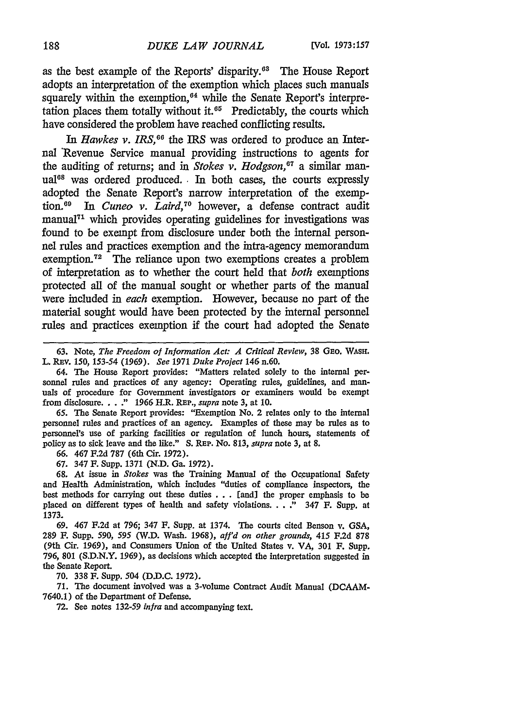as the best example of the Reports' disparity.[63] The House Report adopts an interpretation of the exemption which places such manuals squarely within the exemption,[64] while the Senate Report's interpretation places them totally without it.[65] Predictably, the courts which have considered the problem have reached conflicting results.

In *Hawkes v. IRS*,[66] the IRS was ordered to produce an Internal Revenue Service manual providing instructions to agents for the auditing of returns; and in *Stokes v. Hodgson*,[67] a similar manual[68] was ordered produced. In both cases, the courts expressly adopted the Senate Report's narrow interpretation of the exemption.[69] In *Cuneo v. Laird*,[70] however, a defense contract audit manual[71] which provides operating guidelines for investigations was found to be exempt from disclosure under both the internal personnel rules and practices exemption and the intra-agency memorandum exemption.[72] The reliance upon two exemptions creates a problem of interpretation as to whether the court held that *both* exemptions protected all of the manual sought or whether parts of the manual were included in *each* exemption. However, because no part of the material sought would have been protected by the internal personnel rules and practices exemption if the court had adopted the Senate

---

63. Note, *The Freedom of Information Act: A Critical Review*, 38 GEO. WASH. L. REV. 150, 153-54 (1969). *See* 1971 *Duke Project* 146 n.60.

64. The House Report provides: "Matters related solely to the internal personnel rules and practices of any agency: Operating rules, guidelines, and manuals of procedure for Government investigators or examiners would be exempt from disclosure. . . ." 1966 H.R. REP., *supra* note 3, at 10.

65. The Senate Report provides: "Exemption No. 2 relates only to the internal personnel rules and practices of an agency. Examples of these may be rules as to personnel's use of parking facilities or regulation of lunch hours, statements of policy as to sick leave and the like." S. REP. No. 813, *supra* note 3, at 8.

66. 467 F.2d 787 (6th Cir. 1972).

67. 347 F. Supp. 1371 (N.D. Ga. 1972).

68. At issue in *Stokes* was the Training Manual of the Occupational Safety and Health Administration, which includes "duties of compliance inspectors, the best methods for carrying out these duties . . . [and] the proper emphasis to be placed on different types of health and safety violations. . . ." 347 F. Supp. at 1373.

69. 467 F.2d at 796; 347 F. Supp. at 1374. The courts cited Benson v. GSA, 289 F. Supp. 590, 595 (W.D. Wash. 1968), *aff'd on other grounds*, 415 F.2d 878 (9th Cir. 1969), and Consumers Union of the United States v. VA, 301 F. Supp. 796, 801 (S.D.N.Y. 1969), as decisions which accepted the interpretation suggested in the Senate Report.

70. 338 F. Supp. 504 (D.D.C. 1972).

71. The document involved was a 3-volume Contract Audit Manual (DCAAM-7640.1) of the Department of Defense.

72. See notes 132-59 *infra* and accompanying text.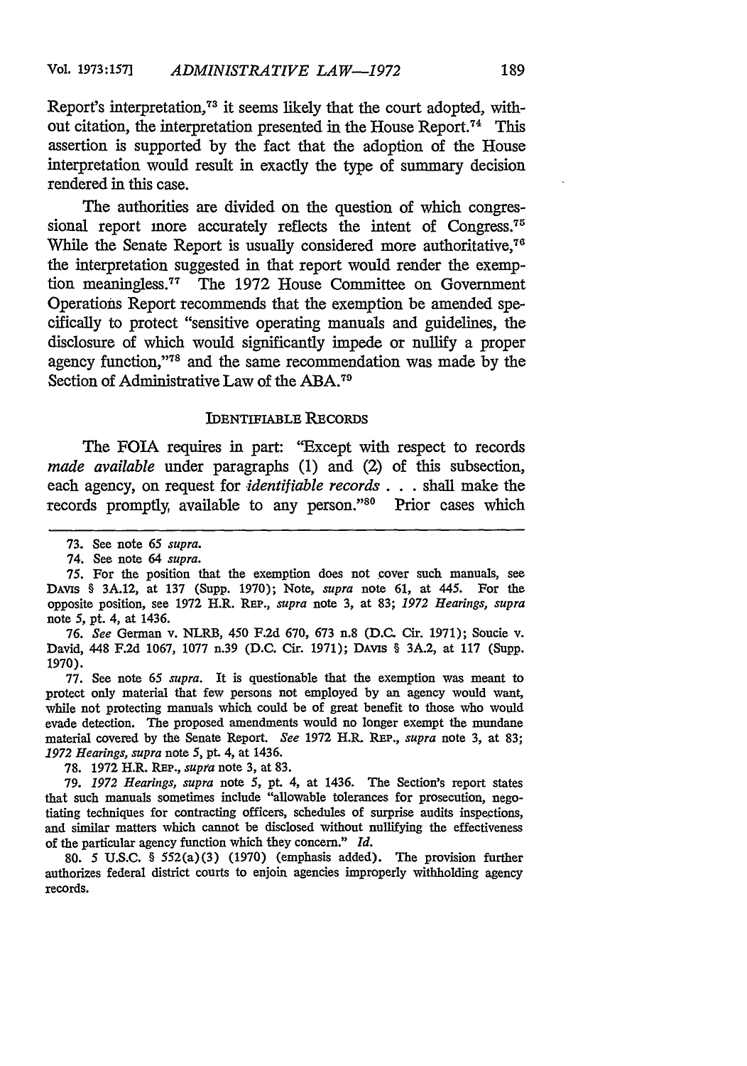Report's interpretation,[73] it seems likely that the court adopted, without citation, the interpretation presented in the House Report.[74] This assertion is supported by the fact that the adoption of the House interpretation would result in exactly the type of summary decision rendered in this case.

The authorities are divided on the question of which congressional report more accurately reflects the intent of Congress.[75] While the Senate Report is usually considered more authoritative,[76] the interpretation suggested in that report would render the exemption meaningless.[77] The 1972 House Committee on Government Operations Report recommends that the exemption be amended specifically to protect "sensitive operating manuals and guidelines, the disclosure of which would significantly impede or nullify a proper agency function,"[78] and the same recommendation was made by the Section of Administrative Law of the ABA.[79]

### IDENTIFIABLE RECORDS

The FOIA requires in part: "Except with respect to records *made available* under paragraphs (1) and (2) of this subsection, each agency, on request for *identifiable records* . . . shall make the records promptly, available to any person."[80] Prior cases which

---

73. See note 65 *supra*.

74. See note 64 *supra*.

75. For the position that the exemption does not cover such manuals, see DAVIS § 3A.12, at 137 (Supp. 1970); Note, *supra* note 61, at 445. For the opposite position, see 1972 H.R. REP., *supra* note 3, at 83; *1972 Hearings, supra* note 5, pt. 4, at 1436.

76. *See* German v. NLRB, 450 F.2d 670, 673 n.8 (D.C. Cir. 1971); Soucie v. David, 448 F.2d 1067, 1077 n.39 (D.C. Cir. 1971); DAVIS § 3A.2, at 117 (Supp. 1970).

77. See note 65 *supra*. It is questionable that the exemption was meant to protect only material that few persons not employed by an agency would want, while not protecting manuals which could be of great benefit to those who would evade detection. The proposed amendments would no longer exempt the mundane material covered by the Senate Report. *See* 1972 H.R. REP., *supra* note 3, at 83; *1972 Hearings, supra* note 5, pt. 4, at 1436.

78. 1972 H.R. REP., *supra* note 3, at 83.

79. *1972 Hearings, supra* note 5, pt. 4, at 1436. The Section's report states that such manuals sometimes include "allowable tolerances for prosecution, negotiating techniques for contracting officers, schedules of surprise audits inspections, and similar matters which cannot be disclosed without nullifying the effectiveness of the particular agency function which they concern." *Id.*

80. 5 U.S.C. § 552(a)(3) (1970) (emphasis added). The provision further authorizes federal district courts to enjoin agencies improperly withholding agency records.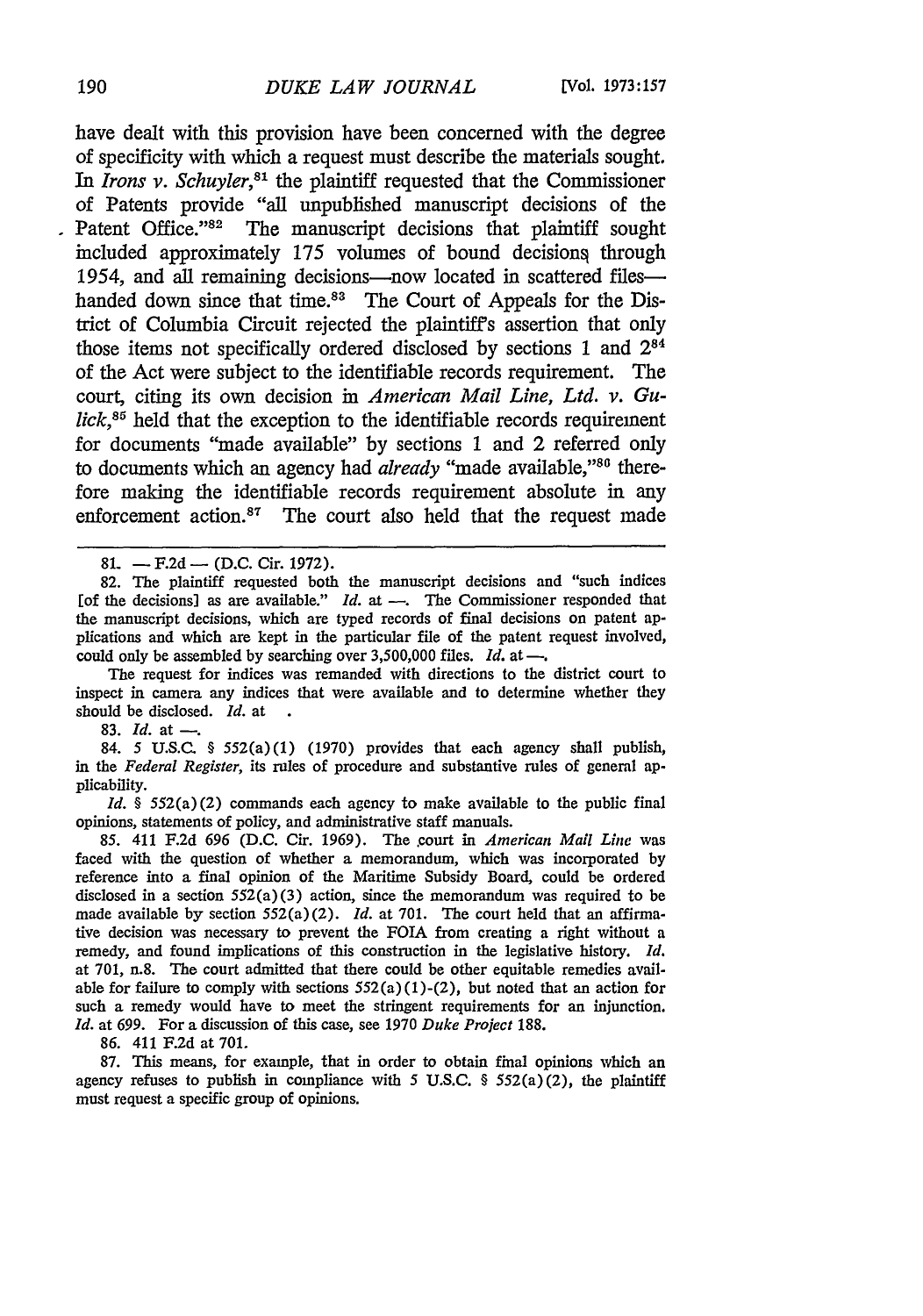have dealt with this provision have been concerned with the degree of specificity with which a request must describe the materials sought. In *Irons v. Schuyler*,[81] the plaintiff requested that the Commissioner of Patents provide "all unpublished manuscript decisions of the Patent Office."[82] The manuscript decisions that plaintiff sought included approximately 175 volumes of bound decisions through 1954, and all remaining decisions—now located in scattered files—handed down since that time.[83] The Court of Appeals for the District of Columbia Circuit rejected the plaintiff's assertion that only those items not specifically ordered disclosed by sections 1 and 2[84] of the Act were subject to the identifiable records requirement. The court, citing its own decision in *American Mail Line, Ltd. v. Gulick*,[85] held that the exception to the identifiable records requirement for documents "made available" by sections 1 and 2 referred only to documents which an agency had *already* "made available,"[86] therefore making the identifiable records requirement absolute in any enforcement action.[87] The court also held that the request made

---

81. — F.2d — (D.C. Cir. 1972).

82. The plaintiff requested both the manuscript decisions and "such indices [of the decisions] as are available." *Id.* at —. The Commissioner responded that the manuscript decisions, which are typed records of final decisions on patent applications and which are kept in the particular file of the patent request involved, could only be assembled by searching over 3,500,000 files. *Id.* at —.

The request for indices was remanded with directions to the district court to inspect in camera any indices that were available and to determine whether they should be disclosed. *Id.* at .

83. *Id.* at —.

84. 5 U.S.C. § 552(a)(1) (1970) provides that each agency shall publish, in the *Federal Register*, its rules of procedure and substantive rules of general applicability.

*Id.* § 552(a)(2) commands each agency to make available to the public final opinions, statements of policy, and administrative staff manuals.

85. 411 F.2d 696 (D.C. Cir. 1969). The court in *American Mail Line* was faced with the question of whether a memorandum, which was incorporated by reference into a final opinion of the Maritime Subsidy Board, could be ordered disclosed in a section 552(a)(3) action, since the memorandum was required to be made available by section 552(a)(2). *Id.* at 701. The court held that an affirmative decision was necessary to prevent the FOIA from creating a right without a remedy, and found implications of this construction in the legislative history. *Id.* at 701, n.8. The court admitted that there could be other equitable remedies available for failure to comply with sections 552(a)(1)-(2), but noted that an action for such a remedy would have to meet the stringent requirements for an injunction. *Id.* at 699. For a discussion of this case, see 1970 *Duke Project* 188.

86. 411 F.2d at 701.

87. This means, for example, that in order to obtain final opinions which an agency refuses to publish in compliance with 5 U.S.C. § 552(a)(2), the plaintiff must request a specific group of opinions.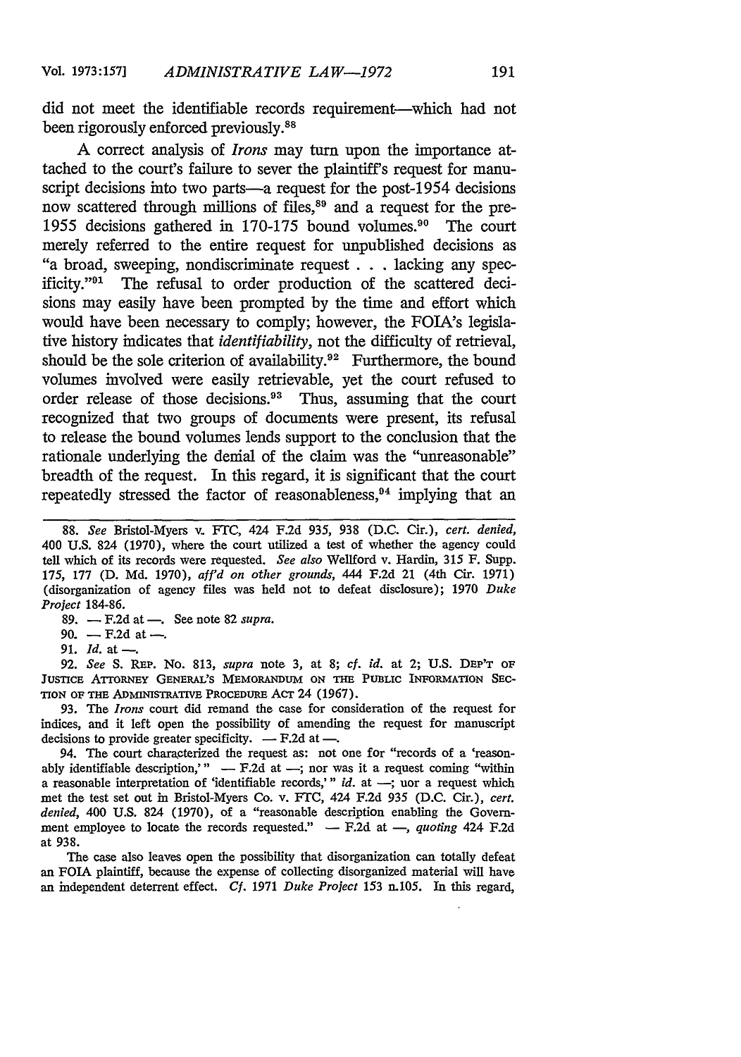did not meet the identifiable records requirement—which had not been rigorously enforced previously.[88]

A correct analysis of *Irons* may turn upon the importance attached to the court's failure to sever the plaintiff's request for manuscript decisions into two parts—a request for the post-1954 decisions now scattered through millions of files,[89] and a request for the pre-1955 decisions gathered in 170-175 bound volumes.[90] The court merely referred to the entire request for unpublished decisions as "a broad, sweeping, nondiscriminate request . . . lacking any specificity."[91] The refusal to order production of the scattered decisions may easily have been prompted by the time and effort which would have been necessary to comply; however, the FOIA's legislative history indicates that *identifiability*, not the difficulty of retrieval, should be the sole criterion of availability.[92] Furthermore, the bound volumes involved were easily retrievable, yet the court refused to order release of those decisions.[93] Thus, assuming that the court recognized that two groups of documents were present, its refusal to release the bound volumes lends support to the conclusion that the rationale underlying the denial of the claim was the "unreasonable" breadth of the request. In this regard, it is significant that the court repeatedly stressed the factor of reasonableness,[94] implying that an

---

88. *See* Bristol-Myers v. FTC, 424 F.2d 935, 938 (D.C. Cir.), *cert. denied*, 400 U.S. 824 (1970), where the court utilized a test of whether the agency could tell which of its records were requested. *See also* Wellford v. Hardin, 315 F. Supp. 175, 177 (D. Md. 1970), *aff'd on other grounds*, 444 F.2d 21 (4th Cir. 1971) (disorganization of agency files was held not to defeat disclosure); 1970 *Duke Project* 184-86.

89. — F.2d at —. See note 82 *supra*.

90. — F.2d at —.

91. *Id.* at —.

92. *See* S. REP. No. 813, *supra* note 3, at 8; *cf. id.* at 2; U.S. DEP'T OF JUSTICE ATTORNEY GENERAL'S MEMORANDUM ON THE PUBLIC INFORMATION SECTION OF THE ADMINISTRATIVE PROCEDURE ACT 24 (1967).

93. The *Irons* court did remand the case for consideration of the request for indices, and it left open the possibility of amending the request for manuscript decisions to provide greater specificity. — F.2d at —.

94. The court characterized the request as: not one for "records of a 'reasonably identifiable description,'" — F.2d at —; nor was it a request coming "within a reasonable interpretation of 'identifiable records,'" *id.* at —; uor a request which met the test set out in Bristol-Myers Co. v. FTC, 424 F.2d 935 (D.C. Cir.), *cert. denied*, 400 U.S. 824 (1970), of a "reasonable description enabling the Government employee to locate the records requested." — F.2d at —, *quoting* 424 F.2d at 938.

The case also leaves open the possibility that disorganization can totally defeat an FOIA plaintiff, because the expense of collecting disorganized material will have an independent deterrent effect. *Cf.* 1971 *Duke Project* 153 n.105. In this regard,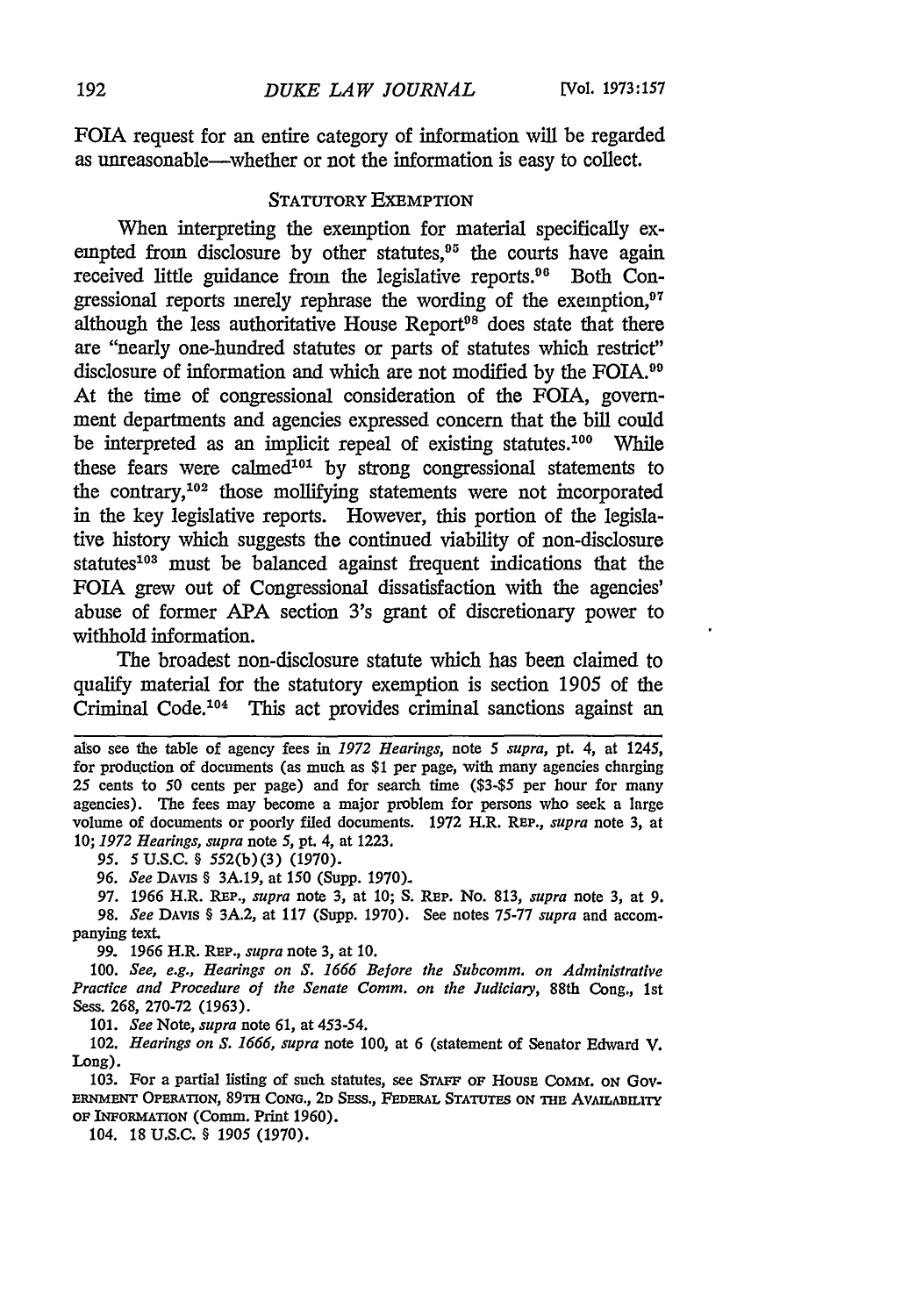FOIA request for an entire category of information will be regarded as unreasonable—whether or not the information is easy to collect.

### STATUTORY EXEMPTION

When interpreting the exemption for material specifically exempted from disclosure by other statutes,[95] the courts have again received little guidance from the legislative reports.[96] Both Congressional reports merely rephrase the wording of the exemption,[97] although the less authoritative House Report[98] does state that there are "nearly one-hundred statutes or parts of statutes which restrict" disclosure of information and which are not modified by the FOIA.[99] At the time of congressional consideration of the FOIA, government departments and agencies expressed concern that the bill could be interpreted as an implicit repeal of existing statutes.[100] While these fears were calmed[101] by strong congressional statements to the contrary,[102] those mollifying statements were not incorporated in the key legislative reports. However, this portion of the legislative history which suggests the continued viability of non-disclosure statutes[103] must be balanced against frequent indications that the FOIA grew out of Congressional dissatisfaction with the agencies' abuse of former APA section 3's grant of discretionary power to withhold information.

The broadest non-disclosure statute which has been claimed to qualify material for the statutory exemption is section 1905 of the Criminal Code.[104] This act provides criminal sanctions against an

---

also see the table of agency fees in *1972 Hearings*, note 5 *supra*, pt. 4, at 1245, for production of documents (as much as $1 per page, with many agencies charging 25 cents to 50 cents per page) and for search time ($3-$5 per hour for many agencies). The fees may become a major problem for persons who seek a large volume of documents or poorly filed documents. 1972 H.R. REP., *supra* note 3, at 10; *1972 Hearings, supra* note 5, pt. 4, at 1223.

95. 5 U.S.C. § 552(b)(3) (1970).

96. *See* DAVIS § 3A.19, at 150 (Supp. 1970).

97. 1966 H.R. REP., *supra* note 3, at 10; S. REP. No. 813, *supra* note 3, at 9.

98. *See* DAVIS § 3A.2, at 117 (Supp. 1970). See notes 75-77 *supra* and accompanying text.

99. 1966 H.R. REP., *supra* note 3, at 10.

100. *See, e.g., Hearings on S. 1666 Before the Subcomm. on Administrative Practice and Procedure of the Senate Comm. on the Judiciary*, 88th Cong., 1st Sess. 268, 270-72 (1963).

101. *See* Note, *supra* note 61, at 453-54.

102. *Hearings on S. 1666, supra* note 100, at 6 (statement of Senator Edward V. Long).

103. For a partial listing of such statutes, see STAFF OF HOUSE COMM. ON GOVERNMENT OPERATION, 89TH CONG., 2D SESS., FEDERAL STATUTES ON THE AVAILABILITY OF INFORMATION (Comm. Print 1960).

104. 18 U.S.C. § 1905 (1970).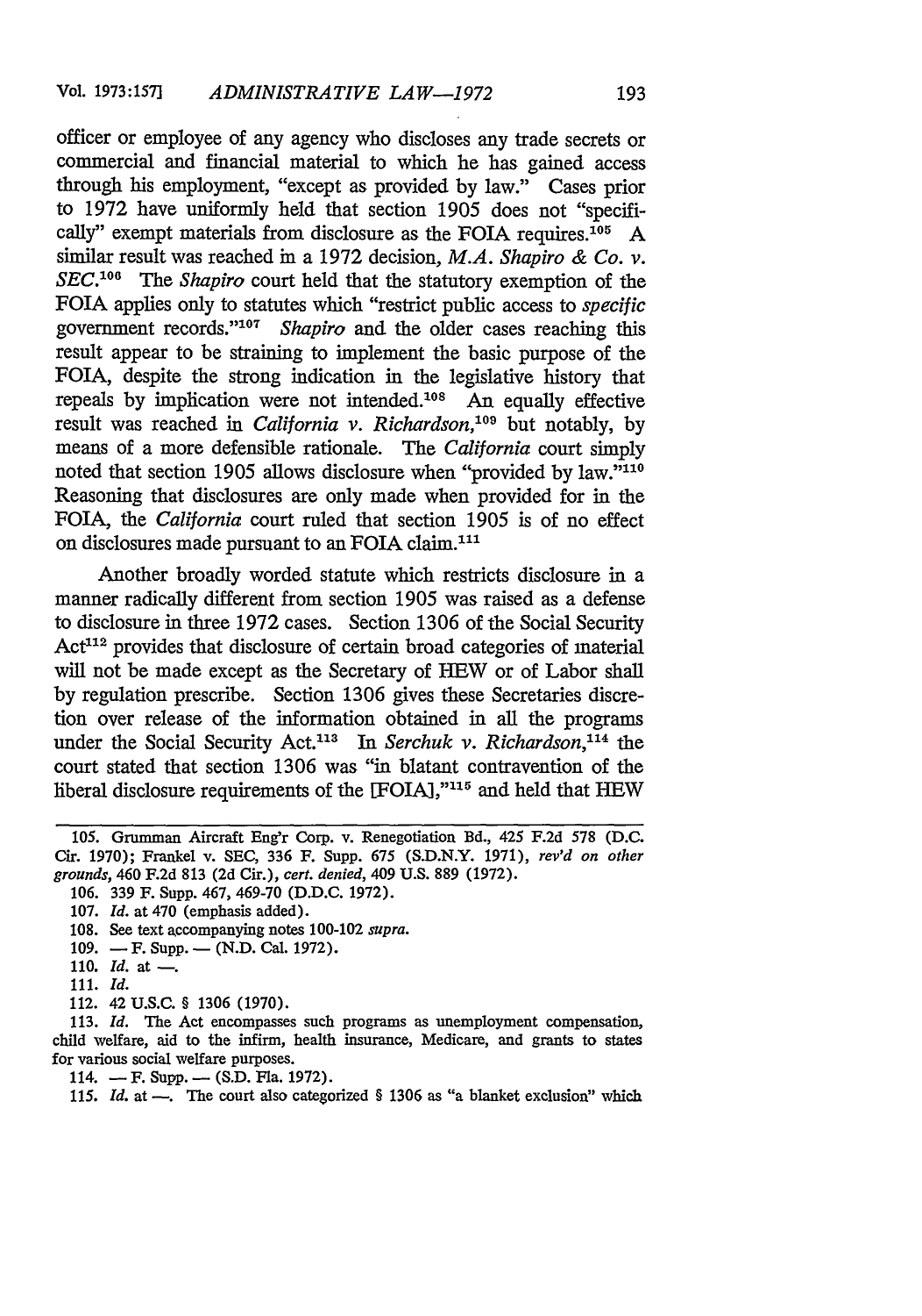officer or employee of any agency who discloses any trade secrets or commercial and financial material to which he has gained access through his employment, "except as provided by law." Cases prior to 1972 have uniformly held that section 1905 does not "specifically" exempt materials from disclosure as the FOIA requires.[105] A similar result was reached in a 1972 decision, *M.A. Shapiro & Co. v. SEC*.[106] The *Shapiro* court held that the statutory exemption of the FOIA applies only to statutes which "restrict public access to *specific* government records."[107] *Shapiro* and the older cases reaching this result appear to be straining to implement the basic purpose of the FOIA, despite the strong indication in the legislative history that repeals by implication were not intended.[108] An equally effective result was reached in *California v. Richardson*,[109] but notably, by means of a more defensible rationale. The *California* court simply noted that section 1905 allows disclosure when "provided by law."[110] Reasoning that disclosures are only made when provided for in the FOIA, the *California* court ruled that section 1905 is of no effect on disclosures made pursuant to an FOIA claim.[111]

Another broadly worded statute which restricts disclosure in a manner radically different from section 1905 was raised as a defense to disclosure in three 1972 cases. Section 1306 of the Social Security Act[112] provides that disclosure of certain broad categories of material will not be made except as the Secretary of HEW or of Labor shall by regulation prescribe. Section 1306 gives these Secretaries discretion over release of the information obtained in all the programs under the Social Security Act.[113] In *Serchuk v. Richardson*,[114] the court stated that section 1306 was "in blatant contravention of the liberal disclosure requirements of the [FOIA],"[115] and held that HEW

---

105. Grumman Aircraft Eng'r Corp. v. Renegotiation Bd., 425 F.2d 578 (D.C. Cir. 1970); Frankel v. SEC, 336 F. Supp. 675 (S.D.N.Y. 1971), *rev'd on other grounds*, 460 F.2d 813 (2d Cir.), *cert. denied*, 409 U.S. 889 (1972).

106. 339 F. Supp. 467, 469-70 (D.D.C. 1972).

107. *Id.* at 470 (emphasis added).

108. See text accompanying notes 100-102 *supra*.

109. — F. Supp. — (N.D. Cal. 1972).

110. *Id.* at —.

111. *Id.*

112. 42 U.S.C. § 1306 (1970).

113. *Id.* The Act encompasses such programs as unemployment compensation, child welfare, aid to the infirm, health insurance, Medicare, and grants to states for various social welfare purposes.

114. — F. Supp. — (S.D. Fla. 1972).

115. *Id.* at —. The court also categorized § 1306 as "a blanket exclusion" which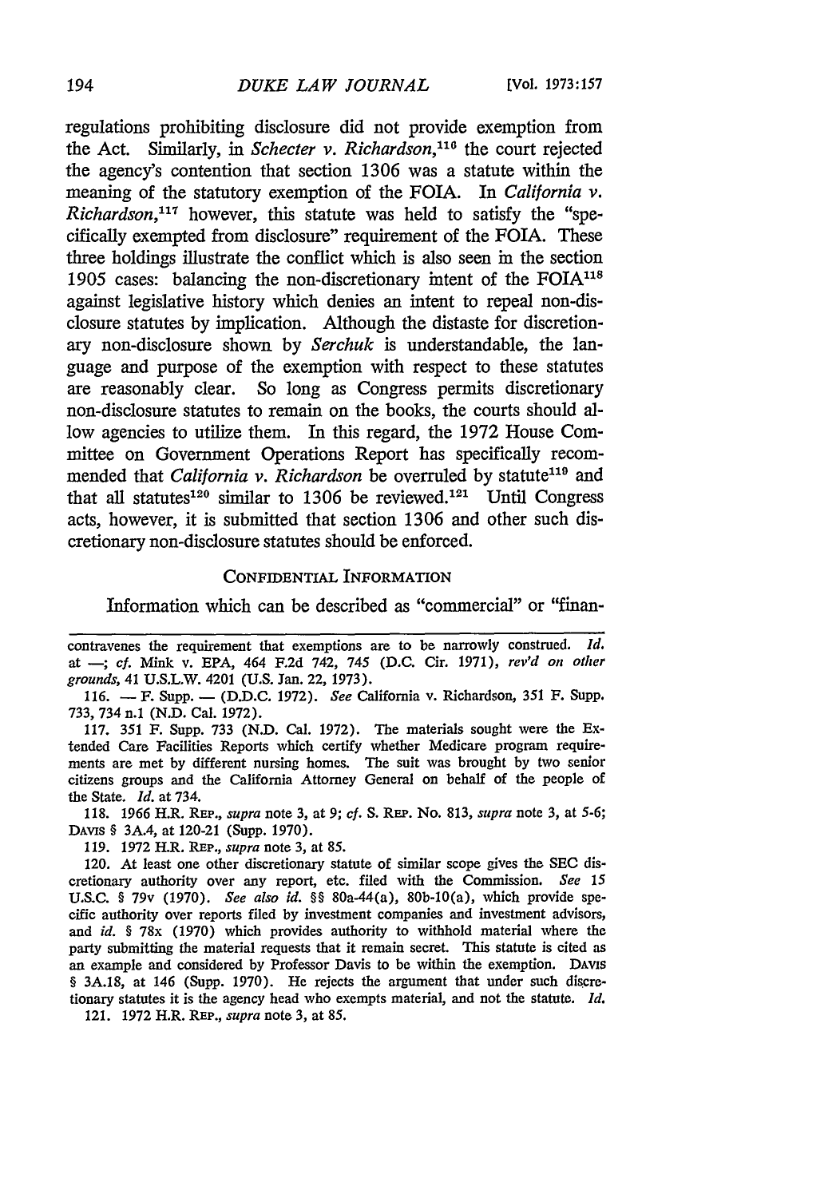regulations prohibiting disclosure did not provide exemption from the Act. Similarly, in *Schecter v. Richardson*,[116] the court rejected the agency's contention that section 1306 was a statute within the meaning of the statutory exemption of the FOIA. In *California v. Richardson*,[117] however, this statute was held to satisfy the "specifically exempted from disclosure" requirement of the FOIA. These three holdings illustrate the conflict which is also seen in the section 1905 cases: balancing the non-discretionary intent of the FOIA[118] against legislative history which denies an intent to repeal non-disclosure statutes by implication. Although the distaste for discretionary non-disclosure shown by *Serchuk* is understandable, the language and purpose of the exemption with respect to these statutes are reasonably clear. So long as Congress permits discretionary non-disclosure statutes to remain on the books, the courts should allow agencies to utilize them. In this regard, the 1972 House Committee on Government Operations Report has specifically recommended that *California v. Richardson* be overruled by statute[119] and that all statutes[120] similar to 1306 be reviewed.[121] Until Congress acts, however, it is submitted that section 1306 and other such discretionary non-disclosure statutes should be enforced.

## CONFIDENTIAL INFORMATION

Information which can be described as "commercial" or "finan-

---

contravenes the requirement that exemptions are to be narrowly construed. *Id.* at —; *cf.* Mink v. EPA, 464 F.2d 742, 745 (D.C. Cir. 1971), *rev'd on other grounds*, 41 U.S.L.W. 4201 (U.S. Jan. 22, 1973).

116. — F. Supp. — (D.D.C. 1972). *See* California v. Richardson, 351 F. Supp. 733, 734 n.1 (N.D. Cal. 1972).

117. 351 F. Supp. 733 (N.D. Cal. 1972). The materials sought were the Extended Care Facilities Reports which certify whether Medicare program requirements are met by different nursing homes. The suit was brought by two senior citizens groups and the California Attorney General on behalf of the people of the State. *Id.* at 734.

118. 1966 H.R. REP., *supra* note 3, at 9; *cf.* S. REP. No. 813, *supra* note 3, at 5-6; DAVIS § 3A.4, at 120-21 (Supp. 1970).

119. 1972 H.R. REP., *supra* note 3, at 85.

120. At least one other discretionary statute of similar scope gives the SEC discretionary authority over any report, etc. filed with the Commission. *See* 15 U.S.C. § 79v (1970). *See also id.* §§ 80a-44(a), 80b-10(a), which provide specific authority over reports filed by investment companies and investment advisors, and *id.* § 78x (1970) which provides authority to withhold material where the party submitting the material requests that it remain secret. This statute is cited as an example and considered by Professor Davis to be within the exemption. DAVIS § 3A.18, at 146 (Supp. 1970). He rejects the argument that under such discretionary statutes it is the agency head who exempts material, and not the statute. *Id.*

121. 1972 H.R. REP., *supra* note 3, at 85.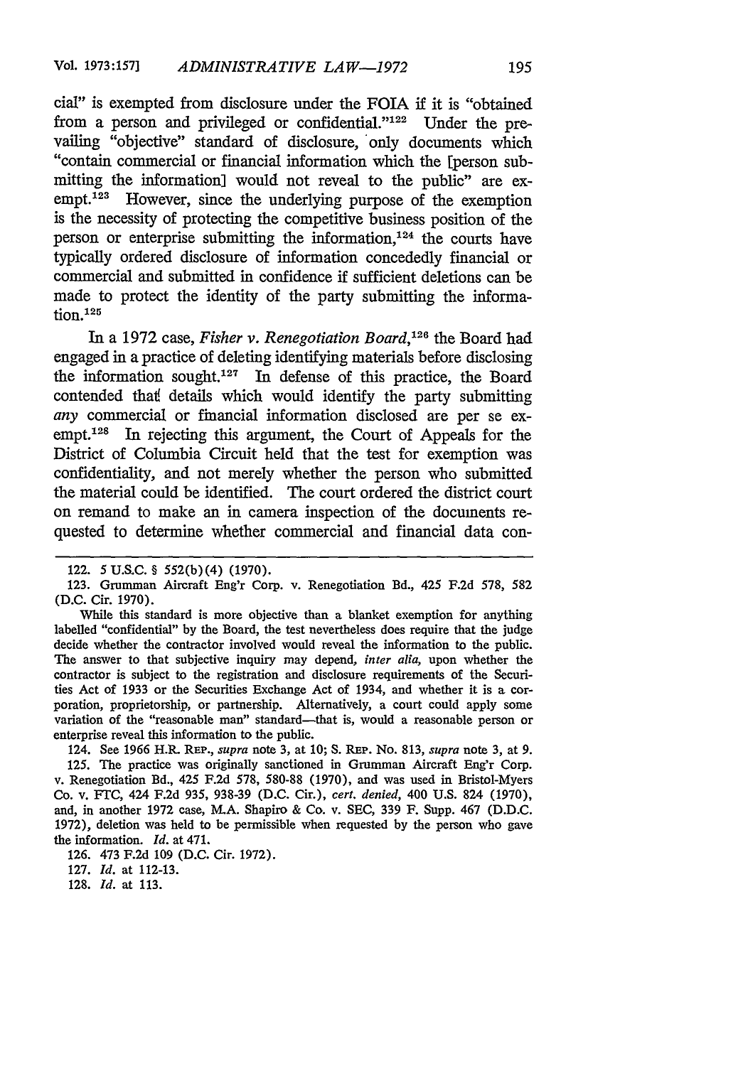cial" is exempted from disclosure under the FOIA if it is "obtained from a person and privileged or confidential."[122] Under the prevailing "objective" standard of disclosure, only documents which "contain commercial or financial information which the [person submitting the information] would not reveal to the public" are exempt.[123] However, since the underlying purpose of the exemption is the necessity of protecting the competitive business position of the person or enterprise submitting the information,[124] the courts have typically ordered disclosure of information concededly financial or commercial and submitted in confidence if sufficient deletions can be made to protect the identity of the party submitting the information.[125]

In a 1972 case, *Fisher v. Renegotiation Board*,[126] the Board had engaged in a practice of deleting identifying materials before disclosing the information sought.[127] In defense of this practice, the Board contended that details which would identify the party submitting *any* commercial or financial information disclosed are per se exempt.[128] In rejecting this argument, the Court of Appeals for the District of Columbia Circuit held that the test for exemption was confidentiality, and not merely whether the person who submitted the material could be identified. The court ordered the district court on remand to make an in camera inspection of the documents requested to determine whether commercial and financial data con-

---

122. 5 U.S.C. § 552(b)(4) (1970).

123. Grumman Aircraft Eng'r Corp. v. Renegotiation Bd., 425 F.2d 578, 582 (D.C. Cir. 1970).

While this standard is more objective than a blanket exemption for anything labelled "confidential" by the Board, the test nevertheless does require that the judge decide whether the contractor involved would reveal the information to the public. The answer to that subjective inquiry may depend, *inter alia*, upon whether the contractor is subject to the registration and disclosure requirements of the Securities Act of 1933 or the Securities Exchange Act of 1934, and whether it is a corporation, proprietorship, or partnership. Alternatively, a court could apply some variation of the "reasonable man" standard—that is, would a reasonable person or enterprise reveal this information to the public.

124. See 1966 H.R. REP., *supra* note 3, at 10; S. REP. No. 813, *supra* note 3, at 9.

125. The practice was originally sanctioned in Grumman Aircraft Eng'r Corp. v. Renegotiation Bd., 425 F.2d 578, 580-88 (1970), and was used in Bristol-Myers Co. v. FTC, 424 F.2d 935, 938-39 (D.C. Cir.), *cert. denied*, 400 U.S. 824 (1970), and, in another 1972 case, M.A. Shapiro & Co. v. SEC, 339 F. Supp. 467 (D.D.C. 1972), deletion was held to be permissible when requested by the person who gave the information. *Id.* at 471.

126. 473 F.2d 109 (D.C. Cir. 1972).

127. *Id.* at 112-13.

128. *Id.* at 113.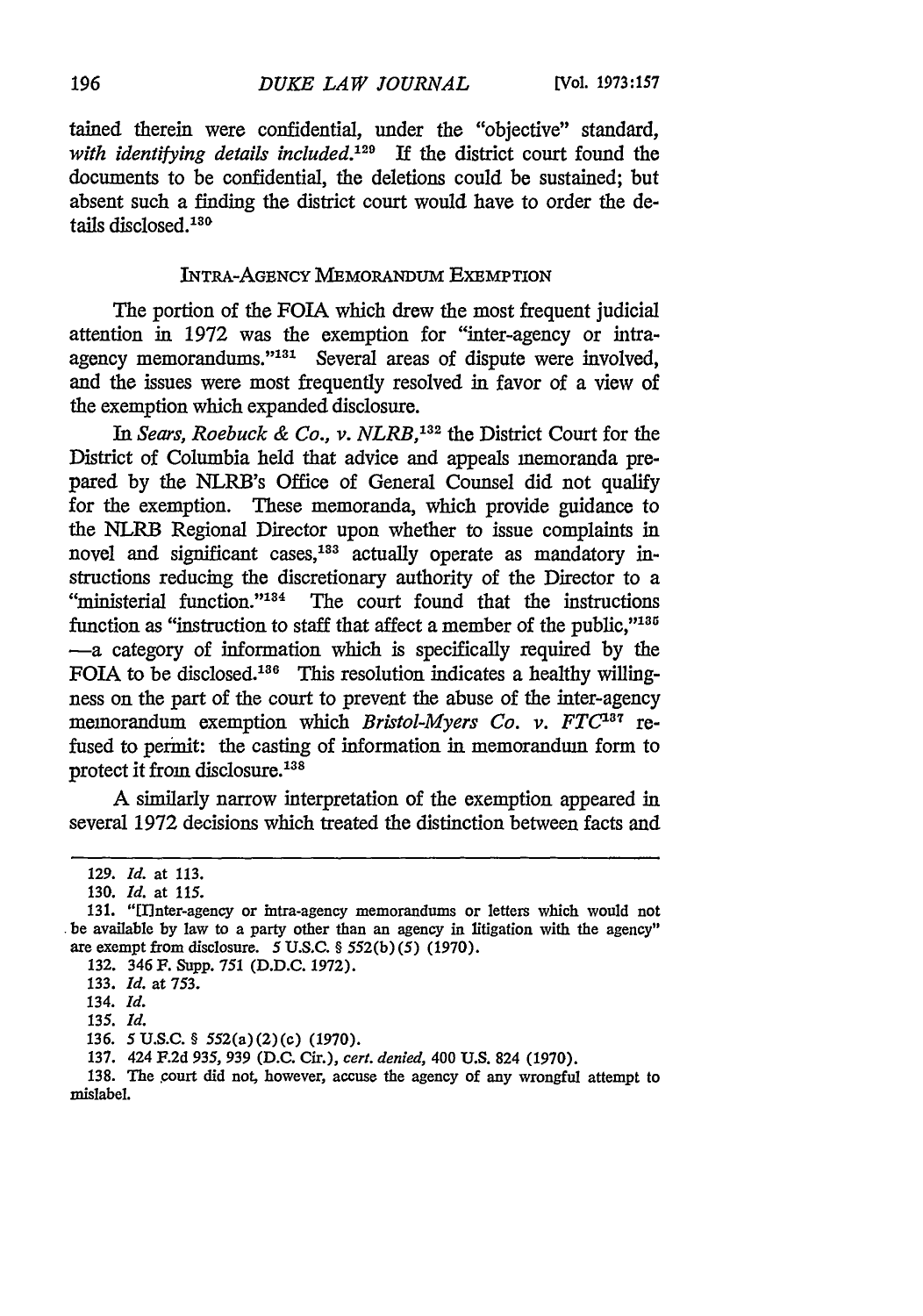tained therein were confidential, under the "objective" standard, *with identifying details included*.[129] If the district court found the documents to be confidential, the deletions could be sustained; but absent such a finding the district court would have to order the details disclosed.[130]

## INTRA-AGENCY MEMORANDUM EXEMPTION

The portion of the FOIA which drew the most frequent judicial attention in 1972 was the exemption for "inter-agency or intra-agency memorandums."[131] Several areas of dispute were involved, and the issues were most frequently resolved in favor of a view of the exemption which expanded disclosure.

In *Sears, Roebuck & Co., v. NLRB*,[132] the District Court for the District of Columbia held that advice and appeals memoranda prepared by the NLRB's Office of General Counsel did not qualify for the exemption. These memoranda, which provide guidance to the NLRB Regional Director upon whether to issue complaints in novel and significant cases,[133] actually operate as mandatory instructions reducing the discretionary authority of the Director to a "ministerial function."[134] The court found that the instructions function as "instruction to staff that affect a member of the public,"[135] —a category of information which is specifically required by the FOIA to be disclosed.[136] This resolution indicates a healthy willingness on the part of the court to prevent the abuse of the inter-agency memorandum exemption which *Bristol-Myers Co. v. FTC*[137] refused to permit: the casting of information in memorandum form to protect it from disclosure.[138]

A similarly narrow interpretation of the exemption appeared in several 1972 decisions which treated the distinction between facts and

---

129. *Id.* at 113.

130. *Id.* at 115.

131. "[I]nter-agency or intra-agency memorandums or letters which would not be available by law to a party other than an agency in litigation with the agency" are exempt from disclosure. 5 U.S.C. § 552(b)(5) (1970).

132. 346 F. Supp. 751 (D.D.C. 1972).

133. *Id.* at 753.

134. *Id.*

135. *Id.*

136. 5 U.S.C. § 552(a)(2)(c) (1970).

137. 424 F.2d 935, 939 (D.C. Cir.), *cert. denied*, 400 U.S. 824 (1970).

138. The court did not, however, accuse the agency of any wrongful attempt to mislabel.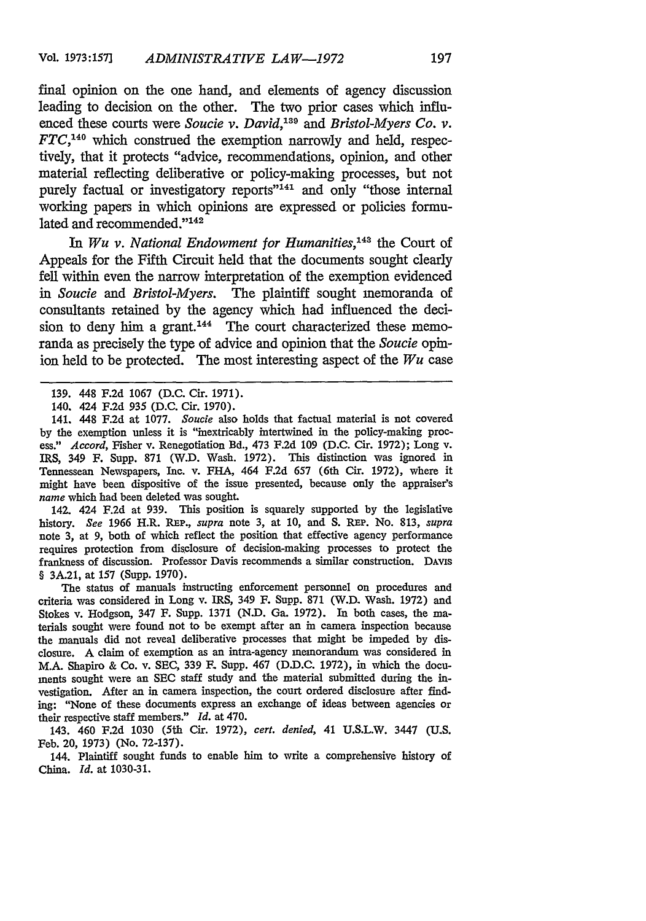final opinion on the one hand, and elements of agency discussion leading to decision on the other. The two prior cases which influenced these courts were *Soucie v. David*,[139] and *Bristol-Myers Co. v. FTC*,[140] which construed the exemption narrowly and held, respectively, that it protects "advice, recommendations, opinion, and other material reflecting deliberative or policy-making processes, but not purely factual or investigatory reports"[141] and only "those internal working papers in which opinions are expressed or policies formulated and recommended."[142]

In *Wu v. National Endowment for Humanities*,[143] the Court of Appeals for the Fifth Circuit held that the documents sought clearly fell within even the narrow interpretation of the exemption evidenced in *Soucie* and *Bristol-Myers*. The plaintiff sought memoranda of consultants retained by the agency which had influenced the decision to deny him a grant.[144] The court characterized these memoranda as precisely the type of advice and opinion that the *Soucie* opinion held to be protected. The most interesting aspect of the *Wu* case

---

139. 448 F.2d 1067 (D.C. Cir. 1971).

140. 424 F.2d 935 (D.C. Cir. 1970).

141. 448 F.2d at 1077. *Soucie* also holds that factual material is not covered by the exemption unless it is "inextricably intertwined in the policy-making process." *Accord*, Fisher v. Renegotiation Bd., 473 F.2d 109 (D.C. Cir. 1972); Long v. IRS, 349 F. Supp. 871 (W.D. Wash. 1972). This distinction was ignored in Tennessean Newspapers, Inc. v. FHA, 464 F.2d 657 (6th Cir. 1972), where it might have been dispositive of the issue presented, because only the appraiser's *name* which had been deleted was sought.

142. 424 F.2d at 939. This position is squarely supported by the legislative history. *See* 1966 H.R. REP., *supra* note 3, at 10, and S. REP. No. 813, *supra* note 3, at 9, both of which reflect the position that effective agency performance requires protection from disclosure of decision-making processes to protect the frankness of discussion. Professor Davis recommends a similar construction. DAVIS § 3A.21, at 157 (Supp. 1970).

The status of manuals instructing enforcement personnel on procedures and criteria was considered in Long v. IRS, 349 F. Supp. 871 (W.D. Wash. 1972) and Stokes v. Hodgson, 347 F. Supp. 1371 (N.D. Ga. 1972). In both cases, the materials sought were found not to be exempt after an in camera inspection because the manuals did not reveal deliberative processes that might be impeded by disclosure. A claim of exemption as an intra-agency memorandum was considered in M.A. Shapiro & Co. v. SEC, 339 F. Supp. 467 (D.D.C. 1972), in which the documents sought were an SEC staff study and the material submitted during the investigation. After an in camera inspection, the court ordered disclosure after finding: "None of these documents express an exchange of ideas between agencies or their respective staff members." *Id.* at 470.

143. 460 F.2d 1030 (5th Cir. 1972), *cert. denied*, 41 U.S.L.W. 3447 (U.S. Feb. 20, 1973) (No. 72-137).

144. Plaintiff sought funds to enable him to write a comprehensive history of China. *Id.* at 1030-31.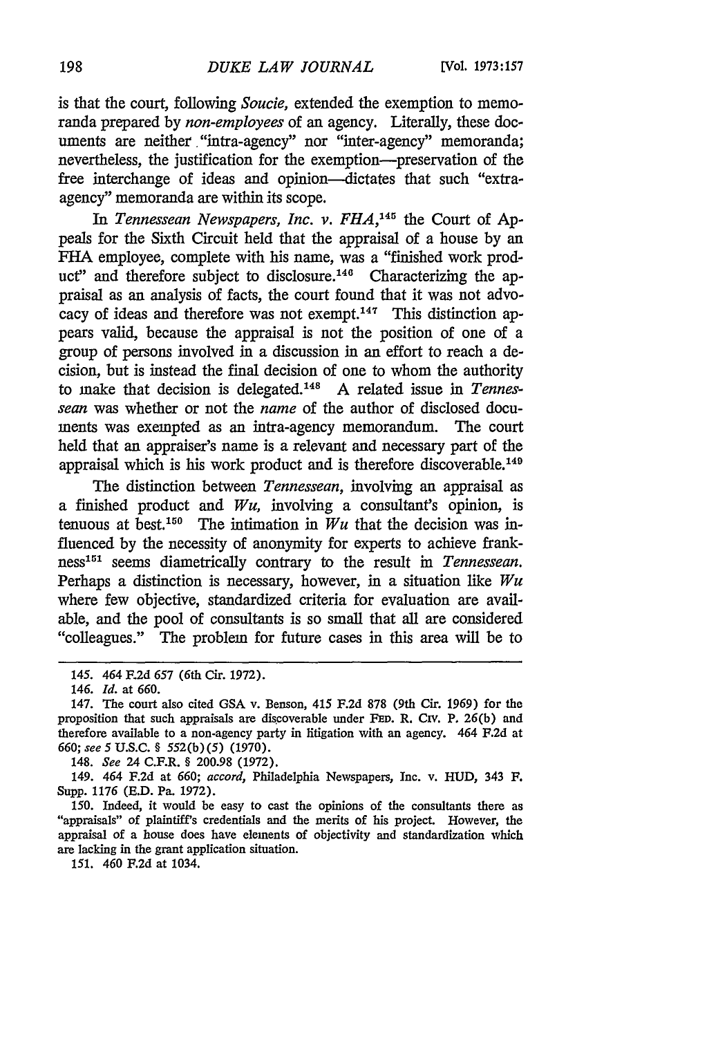is that the court, following *Soucie,* extended the exemption to memoranda prepared by *non-employees* of an agency. Literally, these documents are neither "intra-agency" nor "inter-agency" memoranda; nevertheless, the justification for the exemption—preservation of the free interchange of ideas and opinion—dictates that such "extra-agency" memoranda are within its scope.

In *Tennessean Newspapers, Inc. v. FHA,*[145] the Court of Appeals for the Sixth Circuit held that the appraisal of a house by an FHA employee, complete with his name, was a "finished work product" and therefore subject to disclosure.[146] Characterizing the appraisal as an analysis of facts, the court found that it was not advocacy of ideas and therefore was not exempt.[147] This distinction appears valid, because the appraisal is not the position of one of a group of persons involved in a discussion in an effort to reach a decision, but is instead the final decision of one to whom the authority to make that decision is delegated.[148] A related issue in *Tennessean* was whether or not the *name* of the author of disclosed documents was exempted as an intra-agency memorandum. The court held that an appraiser's name is a relevant and necessary part of the appraisal which is his work product and is therefore discoverable.[149]

The distinction between *Tennessean,* involving an appraisal as a finished product and *Wu,* involving a consultant's opinion, is tenuous at best.[150] The intimation in *Wu* that the decision was influenced by the necessity of anonymity for experts to achieve frankness[151] seems diametrically contrary to the result in *Tennessean.* Perhaps a distinction is necessary, however, in a situation like *Wu* where few objective, standardized criteria for evaluation are available, and the pool of consultants is so small that all are considered "colleagues." The problem for future cases in this area will be to

---

145. 464 F.2d 657 (6th Cir. 1972).

146. *Id.* at 660.

147. The court also cited GSA v. Benson, 415 F.2d 878 (9th Cir. 1969) for the proposition that such appraisals are discoverable under FED. R. CIV. P. 26(b) and therefore available to a non-agency party in litigation with an agency. 464 F.2d at 660; *see* 5 U.S.C. § 552(b)(5) (1970).

148. *See* 24 C.F.R. § 200.98 (1972).

149. 464 F.2d at 660; *accord,* Philadelphia Newspapers, Inc. v. HUD, 343 F. Supp. 1176 (E.D. Pa. 1972).

150. Indeed, it would be easy to cast the opinions of the consultants there as "appraisals" of plaintiff's credentials and the merits of his project. However, the appraisal of a house does have elements of objectivity and standardization which are lacking in the grant application situation.

151. 460 F.2d at 1034.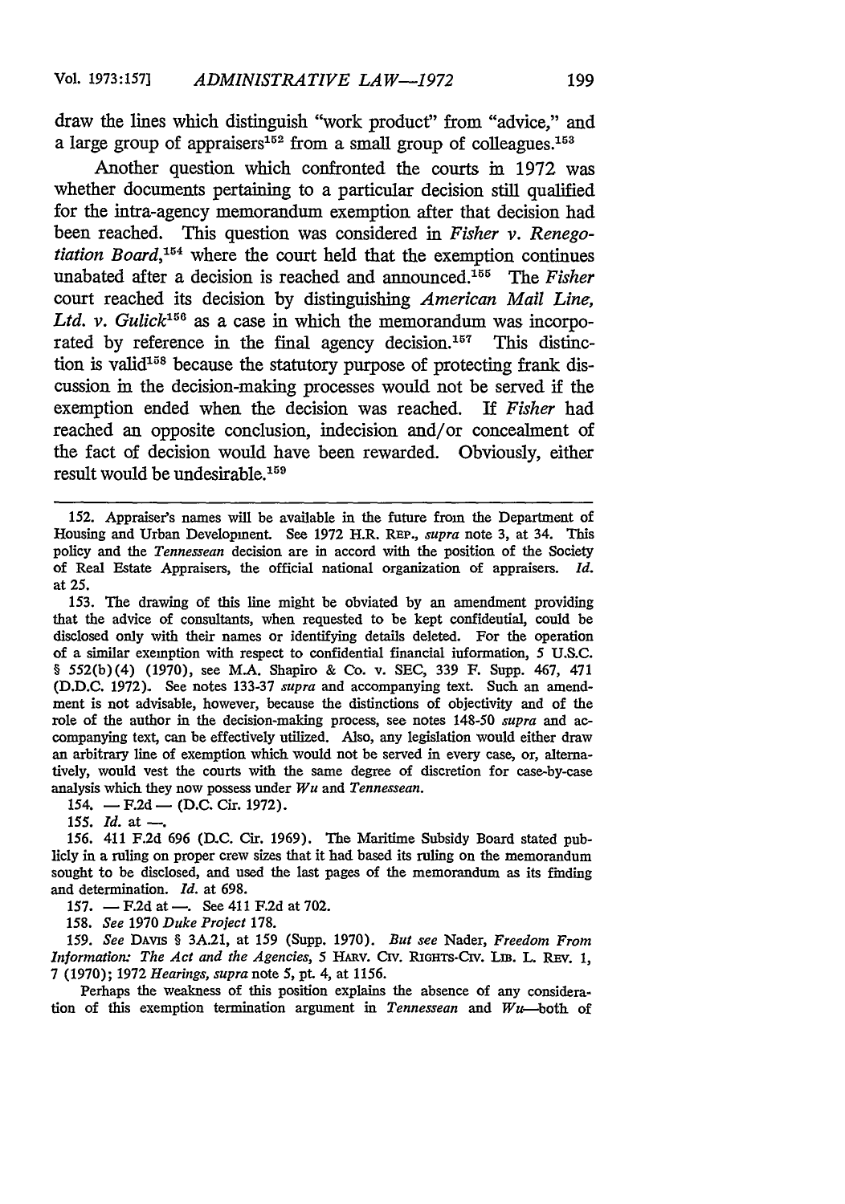draw the lines which distinguish "work product" from "advice," and a large group of appraisers[152] from a small group of colleagues.[153]

Another question which confronted the courts in 1972 was whether documents pertaining to a particular decision still qualified for the intra-agency memorandum exemption after that decision had been reached. This question was considered in *Fisher v. Renegotiation Board*,[154] where the court held that the exemption continues unabated after a decision is reached and announced.[155] The *Fisher* court reached its decision by distinguishing *American Mail Line, Ltd. v. Gulick*[156] as a case in which the memorandum was incorporated by reference in the final agency decision.[157] This distinction is valid[158] because the statutory purpose of protecting frank discussion in the decision-making processes would not be served if the exemption ended when the decision was reached. If *Fisher* had reached an opposite conclusion, indecision and/or concealment of the fact of decision would have been rewarded. Obviously, either result would be undesirable.[159]

---

152. Appraiser's names will be available in the future from the Department of Housing and Urban Development. See 1972 H.R. REP., *supra* note 3, at 34. This policy and the *Tennessean* decision are in accord with the position of the Society of Real Estate Appraisers, the official national organization of appraisers. *Id.* at 25.

153. The drawing of this line might be obviated by an amendment providing that the advice of consultants, when requested to be kept confidential, could be disclosed only with their names or identifying details deleted. For the operation of a similar exemption with respect to confidential financial information, 5 U.S.C. § 552(b)(4) (1970), see M.A. Shapiro & Co. v. SEC, 339 F. Supp. 467, 471 (D.D.C. 1972). See notes 133-37 *supra* and accompanying text. Such an amendment is not advisable, however, because the distinctions of objectivity and of the role of the author in the decision-making process, see notes 148-50 *supra* and accompanying text, can be effectively utilized. Also, any legislation would either draw an arbitrary line of exemption which would not be served in every case, or, alternatively, would vest the courts with the same degree of discretion for case-by-case analysis which they now possess under *Wu* and *Tennessean*.

154. — F.2d — (D.C. Cir. 1972).

155. *Id.* at —.

156. 411 F.2d 696 (D.C. Cir. 1969). The Maritime Subsidy Board stated publicly in a ruling on proper crew sizes that it had based its ruling on the memorandum sought to be disclosed, and used the last pages of the memorandum as its finding and determination. *Id.* at 698.

157. — F.2d at —. See 411 F.2d at 702.

158. *See* 1970 *Duke Project* 178.

159. *See* DAVIS § 3A.21, at 159 (Supp. 1970). *But see* Nader, *Freedom From Information: The Act and the Agencies*, 5 HARV. CIV. RIGHTS-CIV. LIB. L. REV. 1, 7 (1970); 1972 *Hearings*, *supra* note 5, pt. 4, at 1156.

Perhaps the weakness of this position explains the absence of any consideration of this exemption termination argument in *Tennessean* and *Wu*—both of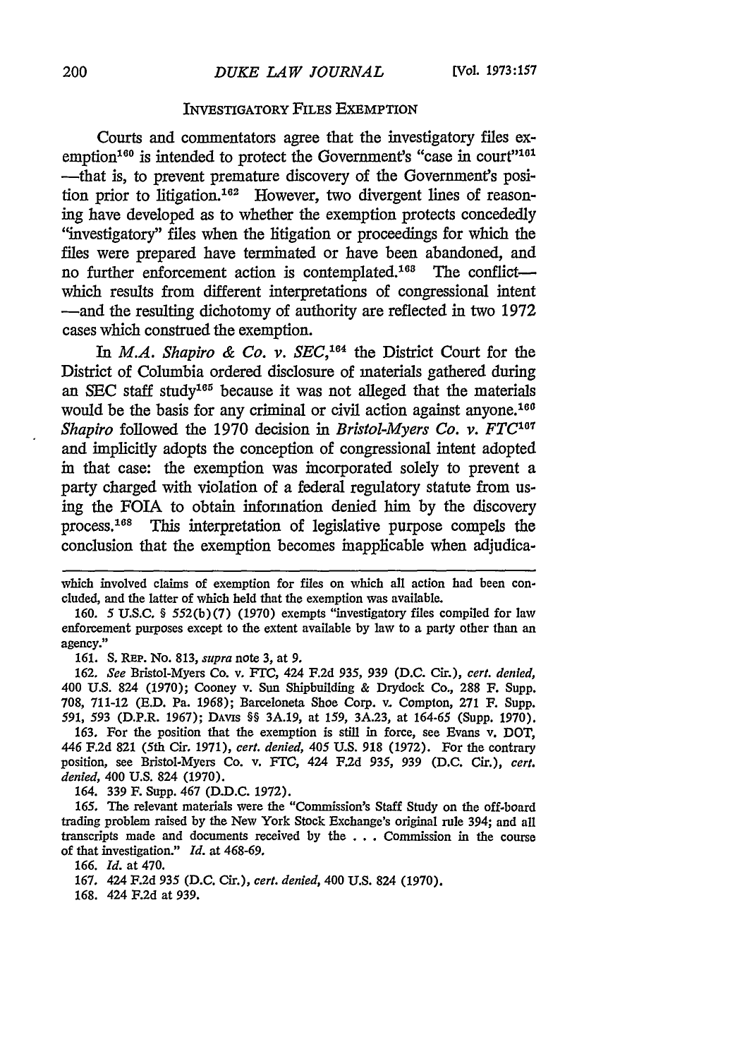### Investigatory Files Exemption

Courts and commentators agree that the investigatory files exemption[160] is intended to protect the Government's "case in court"[161] —that is, to prevent premature discovery of the Government's position prior to litigation.[162] However, two divergent lines of reasoning have developed as to whether the exemption protects concededly "investigatory" files when the litigation or proceedings for which the files were prepared have terminated or have been abandoned, and no further enforcement action is contemplated.[163] The conflict—which results from different interpretations of congressional intent —and the resulting dichotomy of authority are reflected in two 1972 cases which construed the exemption.

In *M.A. Shapiro & Co. v. SEC*,[164] the District Court for the District of Columbia ordered disclosure of materials gathered during an SEC staff study[165] because it was not alleged that the materials would be the basis for any criminal or civil action against anyone.[166] *Shapiro* followed the 1970 decision in *Bristol-Myers Co. v. FTC*[167] and implicitly adopts the conception of congressional intent adopted in that case: the exemption was incorporated solely to prevent a party charged with violation of a federal regulatory statute from using the FOIA to obtain information denied him by the discovery process.[168] This interpretation of legislative purpose compels the conclusion that the exemption becomes inapplicable when adjudica-

---

which involved claims of exemption for files on which all action had been concluded, and the latter of which held that the exemption was available.

160. 5 U.S.C. § 552(b)(7) (1970) exempts "investigatory files compiled for law enforcement purposes except to the extent available by law to a party other than an agency."

161. S. Rep. No. 813, *supra* note 3, at 9.

162. *See* Bristol-Myers Co. v. FTC, 424 F.2d 935, 939 (D.C. Cir.), *cert. denied*, 400 U.S. 824 (1970); Cooney v. Sun Shipbuilding & Drydock Co., 288 F. Supp. 708, 711-12 (E.D. Pa. 1968); Barceloneta Shoe Corp. v. Compton, 271 F. Supp. 591, 593 (D.P.R. 1967); Davis §§ 3A.19, at 159, 3A.23, at 164-65 (Supp. 1970).

163. For the position that the exemption is still in force, see Evans v. DOT, 446 F.2d 821 (5th Cir. 1971), *cert. denied*, 405 U.S. 918 (1972). For the contrary position, see Bristol-Myers Co. v. FTC, 424 F.2d 935, 939 (D.C. Cir.), *cert. denied*, 400 U.S. 824 (1970).

164. 339 F. Supp. 467 (D.D.C. 1972).

165. The relevant materials were the "Commission's Staff Study on the off-board trading problem raised by the New York Stock Exchange's original rule 394; and all transcripts made and documents received by the . . . Commission in the course of that investigation." *Id.* at 468-69.

166. *Id.* at 470.

167. 424 F.2d 935 (D.C. Cir.), *cert. denied*, 400 U.S. 824 (1970).

168. 424 F.2d at 939.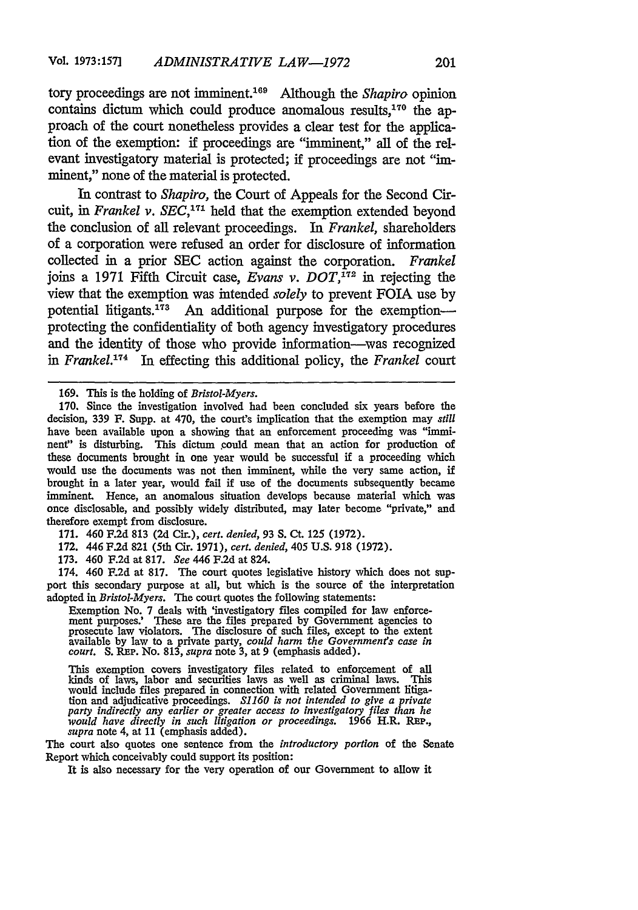tory proceedings are not imminent.[169] Although the *Shapiro* opinion contains dictum which could produce anomalous results,[170] the approach of the court nonetheless provides a clear test for the application of the exemption: if proceedings are "imminent," all of the relevant investigatory material is protected; if proceedings are not "imminent," none of the material is protected.

In contrast to *Shapiro*, the Court of Appeals for the Second Circuit, in *Frankel v. SEC*,[171] held that the exemption extended beyond the conclusion of all relevant proceedings. In *Frankel*, shareholders of a corporation were refused an order for disclosure of information collected in a prior SEC action against the corporation. *Frankel* joins a 1971 Fifth Circuit case, *Evans v. DOT*,[172] in rejecting the view that the exemption was intended *solely* to prevent FOIA use by potential litigants.[173] An additional purpose for the exemption—protecting the confidentiality of both agency investigatory procedures and the identity of those who provide information—was recognized in *Frankel*.[174] In effecting this additional policy, the *Frankel* court

---

169. This is the holding of *Bristol-Myers*.

170. Since the investigation involved had been concluded six years before the decision, 339 F. Supp. at 470, the court's implication that the exemption may *still* have been available upon a showing that an enforcement proceeding was "imminent" is disturbing. This dictum could mean that an action for production of these documents brought in one year would be successful if a proceeding which would use the documents was not then imminent, while the very same action, if brought in a later year, would fail if use of the documents subsequently became imminent. Hence, an anomalous situation develops because material which was once disclosable, and possibly widely distributed, may later become "private," and therefore exempt from disclosure.

171. 460 F.2d 813 (2d Cir.), *cert. denied*, 93 S. Ct. 125 (1972).

172. 446 F.2d 821 (5th Cir. 1971), *cert. denied*, 405 U.S. 918 (1972).

173. 460 F.2d at 817. *See* 446 F.2d at 824.

174. 460 F.2d at 817. The court quotes legislative history which does not support this secondary purpose at all, but which is the source of the interpretation adopted in *Bristol-Myers*. The court quotes the following statements:

> Exemption No. 7 deals with 'investigatory files compiled for law enforcement purposes.' These are the files prepared by Government agencies to prosecute law violators. The disclosure of such files, except to the extent available by law to a private party, *could harm the Government's case in court*. S. REP. No. 813, *supra* note 3, at 9 (emphasis added).

> This exemption covers investigatory files related to enforcement of all kinds of laws, labor and securities laws as well as criminal laws. This would include files prepared in connection with related Government litigation and adjudicative proceedings. *S1160 is not intended to give a private party indirectly any earlier or greater access to investigatory files than he would have directly in such litigation or proceedings*. 1966 H.R. REP., *supra* note 4, at 11 (emphasis added).

The court also quotes one sentence from the *introductory portion* of the Senate Report which conceivably could support its position:

> It is also necessary for the very operation of our Government to allow it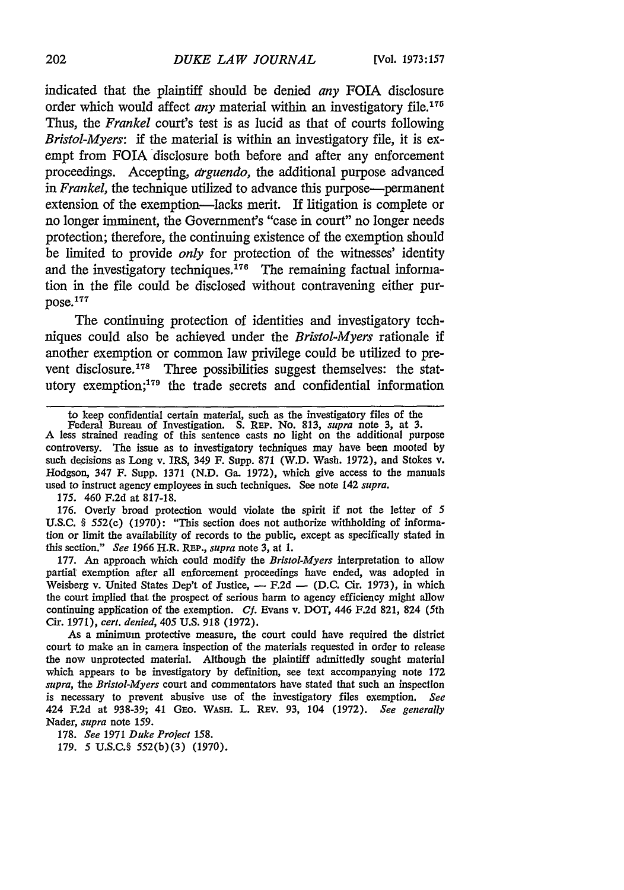indicated that the plaintiff should be denied *any* FOIA disclosure order which would affect *any* material within an investigatory file.[175] Thus, the *Frankel* court's test is as lucid as that of courts following *Bristol-Myers*: if the material is within an investigatory file, it is exempt from FOIA disclosure both before and after any enforcement proceedings. Accepting, *arguendo*, the additional purpose advanced in *Frankel*, the technique utilized to advance this purpose—permanent extension of the exemption—lacks merit. If litigation is complete or no longer imminent, the Government's "case in court" no longer needs protection; therefore, the continuing existence of the exemption should be limited to provide *only* for protection of the witnesses' identity and the investigatory techniques.[176] The remaining factual information in the file could be disclosed without contravening either purpose.[177]

The continuing protection of identities and investigatory techniques could also be achieved under the *Bristol-Myers* rationale if another exemption or common law privilege could be utilized to prevent disclosure.[178] Three possibilities suggest themselves: the statutory exemption;[179] the trade secrets and confidential information

---

to keep confidential certain material, such as the investigatory files of the Federal Bureau of Investigation. S. REP. No. 813, *supra* note 3, at 3.
A less strained reading of this sentence casts no light on the additional purpose controversy. The issue as to investigatory techniques may have been mooted by such decisions as Long v. IRS, 349 F. Supp. 871 (W.D. Wash. 1972), and Stokes v. Hodgson, 347 F. Supp. 1371 (N.D. Ga. 1972), which give access to the manuals used to instruct agency employees in such techniques. See note 142 *supra*.

175. 460 F.2d at 817-18.

176. Overly broad protection would violate the spirit if not the letter of 5 U.S.C. § 552(c) (1970): "This section does not authorize withholding of information or limit the availability of records to the public, except as specifically stated in this section." *See* 1966 H.R. REP., *supra* note 3, at 1.

177. An approach which could modify the *Bristol-Myers* interpretation to allow partial exemption after all enforcement proceedings have ended, was adopted in Weisberg v. United States Dep't of Justice, — F.2d — (D.C. Cir. 1973), in which the court implied that the prospect of serious harm to agency efficiency might allow continuing application of the exemption. *Cf.* Evans v. DOT, 446 F.2d 821, 824 (5th Cir. 1971), *cert. denied*, 405 U.S. 918 (1972).

As a minimum protective measure, the court could have required the district court to make an in camera inspection of the materials requested in order to release the now unprotected material. Although the plaintiff admittedly sought material which appears to be investigatory by definition, see text accompanying note 172 *supra*, the *Bristol-Myers* court and commentators have stated that such an inspection is necessary to prevent abusive use of the investigatory files exemption. *See* 424 F.2d at 938-39; 41 GEO. WASH. L. REV. 93, 104 (1972). *See generally* Nader, *supra* note 159.

178. *See* 1971 *Duke Project* 158.

179. 5 U.S.C.§ 552(b)(3) (1970).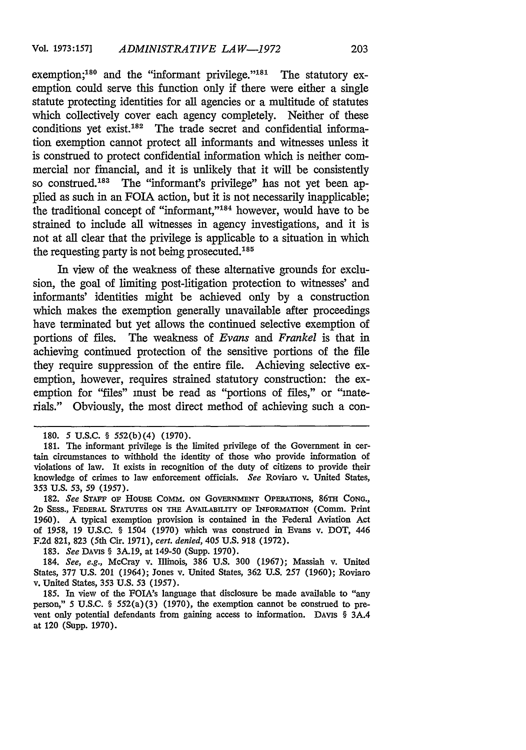exemption;[180] and the "informant privilege."[181] The statutory exemption could serve this function only if there were either a single statute protecting identities for all agencies or a multitude of statutes which collectively cover each agency completely. Neither of these conditions yet exist.[182] The trade secret and confidential information exemption cannot protect all informants and witnesses unless it is construed to protect confidential information which is neither commercial nor financial, and it is unlikely that it will be consistently so construed.[183] The "informant's privilege" has not yet been applied as such in an FOIA action, but it is not necessarily inapplicable; the traditional concept of "informant,"[184] however, would have to be strained to include all witnesses in agency investigations, and it is not at all clear that the privilege is applicable to a situation in which the requesting party is not being prosecuted.[185]

In view of the weakness of these alternative grounds for exclusion, the goal of limiting post-litigation protection to witnesses' and informants' identities might be achieved only by a construction which makes the exemption generally unavailable after proceedings have terminated but yet allows the continued selective exemption of portions of files. The weakness of *Evans* and *Frankel* is that in achieving continued protection of the sensitive portions of the file they require suppression of the entire file. Achieving selective exemption, however, requires strained statutory construction: the exemption for "files" must be read as "portions of files," or "materials." Obviously, the most direct method of achieving such a con-

---

180. 5 U.S.C. § 552(b)(4) (1970).

181. The informant privilege is the limited privilege of the Government in certain circumstances to withhold the identity of those who provide information of violations of law. It exists in recognition of the duty of citizens to provide their knowledge of crimes to law enforcement officials. *See* Roviaro v. United States, 353 U.S. 53, 59 (1957).

182. *See* STAFF OF HOUSE COMM. ON GOVERNMENT OPERATIONS, 86TH CONG., 2D SESS., FEDERAL STATUTES ON THE AVAILABILITY OF INFORMATION (Comm. Print 1960). A typical exemption provision is contained in the Federal Aviation Act of 1958, 19 U.S.C. § 1504 (1970) which was construed in Evans v. DOT, 446 F.2d 821, 823 (5th Cir. 1971), *cert. denied*, 405 U.S. 918 (1972).

183. *See* DAVIS § 3A.19, at 149-50 (Supp. 1970).

184. *See, e.g.*, McCray v. Illinois, 386 U.S. 300 (1967); Massiah v. United States, 377 U.S. 201 (1964); Jones v. United States, 362 U.S. 257 (1960); Roviaro v. United States, 353 U.S. 53 (1957).

185. In view of the FOIA's language that disclosure be made available to "any person," 5 U.S.C. § 552(a)(3) (1970), the exemption cannot be construed to prevent only potential defendants from gaining access to information. DAVIS § 3A.4 at 120 (Supp. 1970).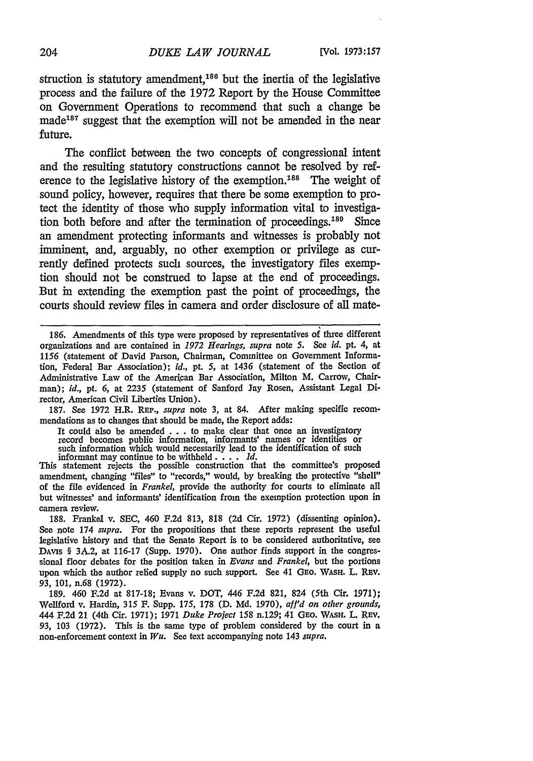struction is statutory amendment,[186] but the inertia of the legislative process and the failure of the 1972 Report by the House Committee on Government Operations to recommend that such a change be made[187] suggest that the exemption will not be amended in the near future.

The conflict between the two concepts of congressional intent and the resulting statutory constructions cannot be resolved by reference to the legislative history of the exemption.[188] The weight of sound policy, however, requires that there be some exemption to protect the identity of those who supply information vital to investigation both before and after the termination of proceedings.[189] Since an amendment protecting informants and witnesses is probably not imminent, and, arguably, no other exemption or privilege as currently defined protects such sources, the investigatory files exemption should not be construed to lapse at the end of proceedings. But in extending the exemption past the point of proceedings, the courts should review files in camera and order disclosure of all mate-

---

186. Amendments of this type were proposed by representatives of three different organizations and are contained in *1972 Hearings, supra* note 5. See *id.* pt. 4, at 1156 (statement of David Parson, Chairman, Committee on Government Information, Federal Bar Association); *id.*, pt. 5, at 1436 (statement of the Section of Administrative Law of the American Bar Association, Milton M. Carrow, Chairman); *id.*, pt. 6, at 2235 (statement of Sanford Jay Rosen, Assistant Legal Director, American Civil Liberties Union).

187. See 1972 H.R. REP., *supra* note 3, at 84. After making specific recommendations as to changes that should be made, the Report adds:

> It could also be amended . . . to make clear that once an investigatory record becomes public information, informants' names or identities or such information which would necessarily lead to the identification of such informant may continue to be withheld . . . . *Id.*

This statement rejects the possible construction that the committee's proposed amendment, changing "files" to "records," would, by breaking the protective "shell" of the file evidenced in *Frankel*, provide the authority for courts to eliminate all but witnesses' and informants' identification from the exemption protection upon in camera review.

188. Frankel v. SEC, 460 F.2d 813, 818 (2d Cir. 1972) (dissenting opinion). See note 174 *supra*. For the propositions that these reports represent the useful legislative history and that the Senate Report is to be considered authoritative, see DAVIS § 3A.2, at 116-17 (Supp. 1970). One author finds support in the congressional floor debates for the position taken in *Evans* and *Frankel*, but the portions upon which the author relied supply no such support. See 41 GEO. WASH. L. REV. 93, 101, n.68 (1972).

189. 460 F.2d at 817-18; Evans v. DOT, 446 F.2d 821, 824 (5th Cir. 1971); Wellford v. Hardin, 315 F. Supp. 175, 178 (D. Md. 1970), *aff'd on other grounds*, 444 F.2d 21 (4th Cir. 1971); 1971 *Duke Project* 158 n.129; 41 GEO. WASH. L. REV. 93, 103 (1972). This is the same type of problem considered by the court in a non-enforcement context in *Wu*. See text accompanying note 143 *supra*.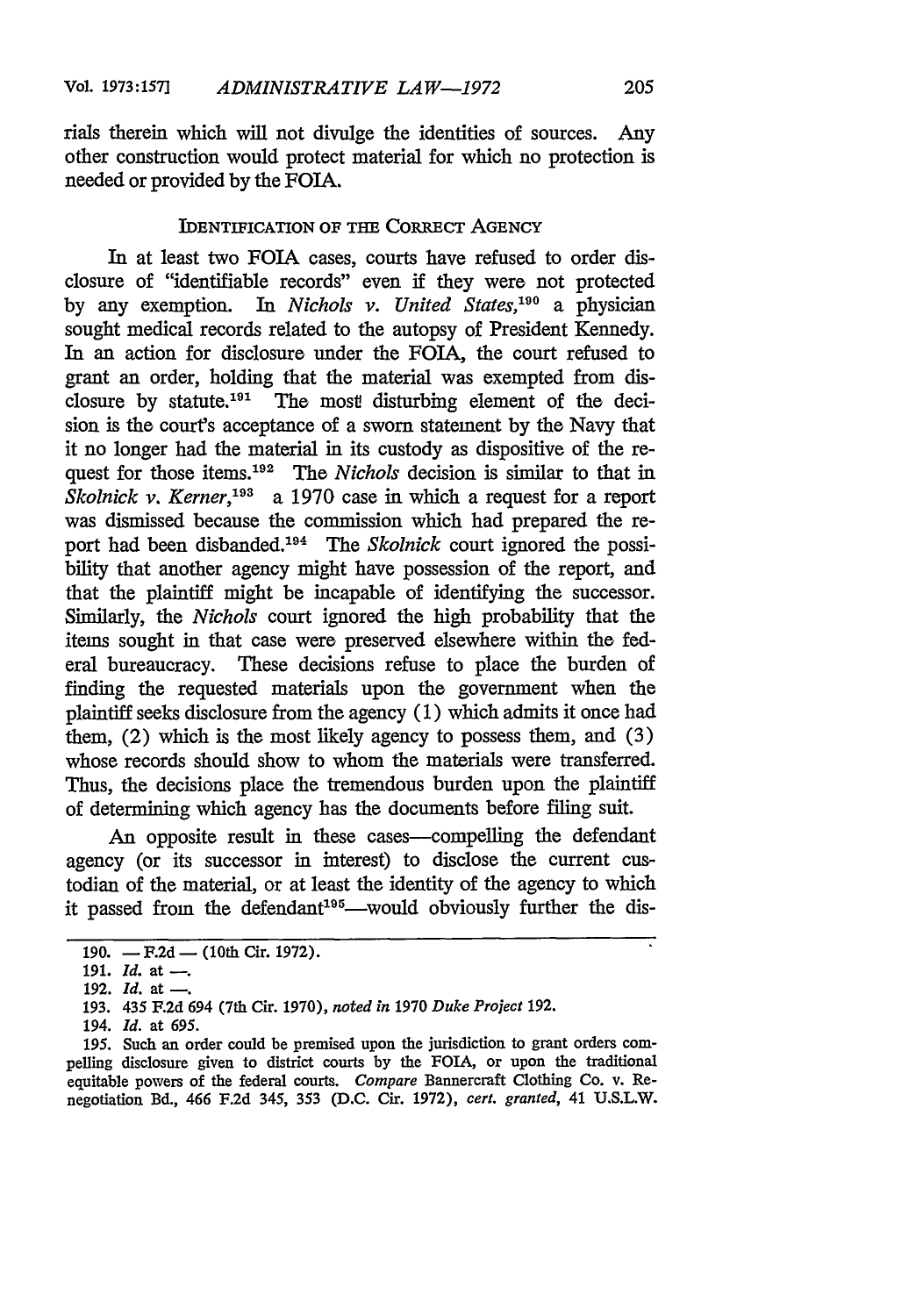rials therein which will not divulge the identities of sources. Any other construction would protect material for which no protection is needed or provided by the FOIA.

### IDENTIFICATION OF THE CORRECT AGENCY

In at least two FOIA cases, courts have refused to order disclosure of "identifiable records" even if they were not protected by any exemption. In *Nichols v. United States*,[190] a physician sought medical records related to the autopsy of President Kennedy. In an action for disclosure under the FOIA, the court refused to grant an order, holding that the material was exempted from disclosure by statute.[191] The most disturbing element of the decision is the court's acceptance of a sworn statement by the Navy that it no longer had the material in its custody as dispositive of the request for those items.[192] The *Nichols* decision is similar to that in *Skolnick v. Kerner*,[193] a 1970 case in which a request for a report was dismissed because the commission which had prepared the report had been disbanded.[194] The *Skolnick* court ignored the possibility that another agency might have possession of the report, and that the plaintiff might be incapable of identifying the successor. Similarly, the *Nichols* court ignored the high probability that the items sought in that case were preserved elsewhere within the federal bureaucracy. These decisions refuse to place the burden of finding the requested materials upon the government when the plaintiff seeks disclosure from the agency (1) which admits it once had them, (2) which is the most likely agency to possess them, and (3) whose records should show to whom the materials were transferred. Thus, the decisions place the tremendous burden upon the plaintiff of determining which agency has the documents before filing suit.

An opposite result in these cases—compelling the defendant agency (or its successor in interest) to disclose the current custodian of the material, or at least the identity of the agency to which it passed from the defendant[195]—would obviously further the dis-

---

190. — F.2d — (10th Cir. 1972).

191. *Id.* at —.

192. *Id.* at —.

193. 435 F.2d 694 (7th Cir. 1970), *noted in* 1970 *Duke Project* 192.

194. *Id.* at 695.

195. Such an order could be premised upon the jurisdiction to grant orders compelling disclosure given to district courts by the FOIA, or upon the traditional equitable powers of the federal courts. *Compare* Bannercraft Clothing Co. v. Renegotiation Bd., 466 F.2d 345, 353 (D.C. Cir. 1972), *cert. granted*, 41 U.S.L.W.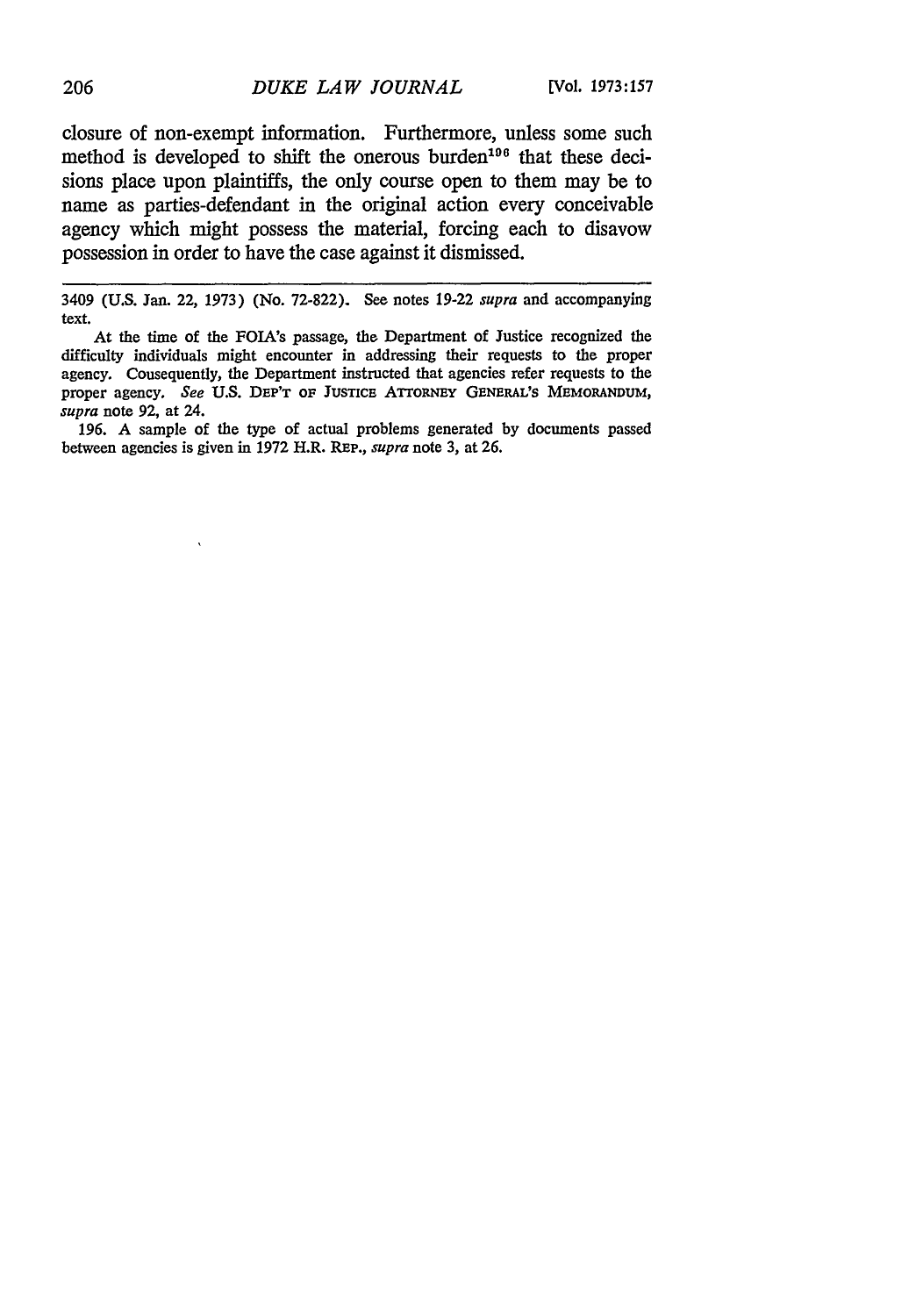closure of non-exempt information. Furthermore, unless some such method is developed to shift the onerous burden[196] that these decisions place upon plaintiffs, the only course open to them may be to name as parties-defendant in the original action every conceivable agency which might possess the material, forcing each to disavow possession in order to have the case against it dismissed.

---

3409 (U.S. Jan. 22, 1973) (No. 72-822). See notes 19-22 *supra* and accompanying text.

At the time of the FOIA's passage, the Department of Justice recognized the difficulty individuals might encounter in addressing their requests to the proper agency. Cousequently, the Department instructed that agencies refer requests to the proper agency. *See* U.S. DEP'T OF JUSTICE ATTORNEY GENERAL'S MEMORANDUM, *supra* note 92, at 24.

196. A sample of the type of actual problems generated by documents passed between agencies is given in 1972 H.R. REP., *supra* note 3, at 26.